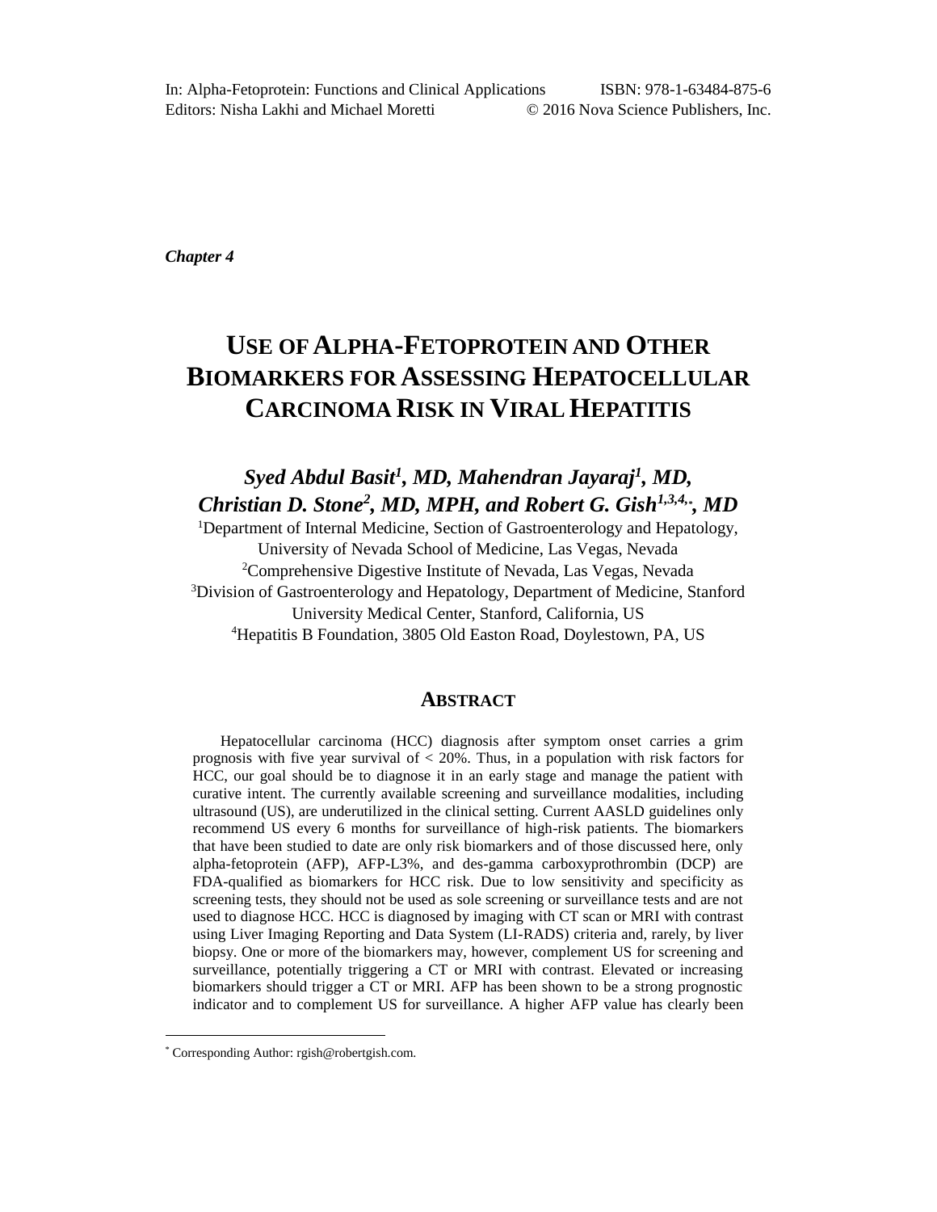In: Alpha-Fetoprotein: Functions and Clinical Applications ISBN: 978-1-63484-875-6
Editors: Nisha Lakhi and Michael Moretti © 2016 Nova Science Publishers, Inc.

*Chapter 4*

# USE OF ALPHA-FETOPROTEIN AND OTHER BIOMARKERS FOR ASSESSING HEPATOCELLULAR CARCINOMA RISK IN VIRAL HEPATITIS

***Syed Abdul Basit[1], MD, Mahendran Jayaraj[1], MD, Christian D. Stone[2], MD, MPH, and Robert G. Gish[1,3,4,*], MD***

[1]Department of Internal Medicine, Section of Gastroenterology and Hepatology, University of Nevada School of Medicine, Las Vegas, Nevada
[2]Comprehensive Digestive Institute of Nevada, Las Vegas, Nevada
[3]Division of Gastroenterology and Hepatology, Department of Medicine, Stanford University Medical Center, Stanford, California, US
[4]Hepatitis B Foundation, 3805 Old Easton Road, Doylestown, PA, US

## ABSTRACT

Hepatocellular carcinoma (HCC) diagnosis after symptom onset carries a grim prognosis with five year survival of < 20%. Thus, in a population with risk factors for HCC, our goal should be to diagnose it in an early stage and manage the patient with curative intent. The currently available screening and surveillance modalities, including ultrasound (US), are underutilized in the clinical setting. Current AASLD guidelines only recommend US every 6 months for surveillance of high-risk patients. The biomarkers that have been studied to date are only risk biomarkers and of those discussed here, only alpha-fetoprotein (AFP), AFP-L3%, and des-gamma carboxyprothrombin (DCP) are FDA-qualified as biomarkers for HCC risk. Due to low sensitivity and specificity as screening tests, they should not be used as sole screening or surveillance tests and are not used to diagnose HCC. HCC is diagnosed by imaging with CT scan or MRI with contrast using Liver Imaging Reporting and Data System (LI-RADS) criteria and, rarely, by liver biopsy. One or more of the biomarkers may, however, complement US for screening and surveillance, potentially triggering a CT or MRI with contrast. Elevated or increasing biomarkers should trigger a CT or MRI. AFP has been shown to be a strong prognostic indicator and to complement US for surveillance. A higher AFP value has clearly been

[*] Corresponding Author: rgish@robertgish.com.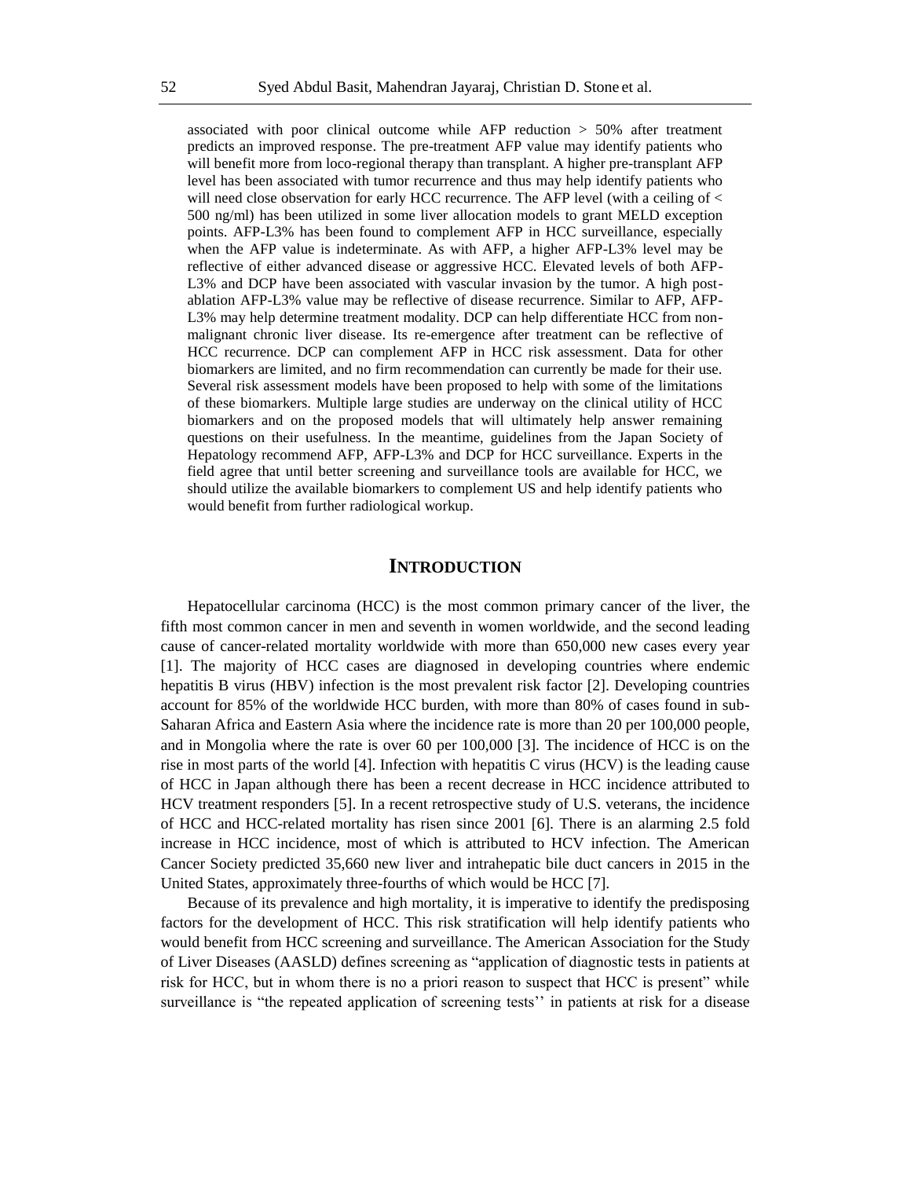associated with poor clinical outcome while AFP reduction > 50% after treatment predicts an improved response. The pre-treatment AFP value may identify patients who will benefit more from loco-regional therapy than transplant. A higher pre-transplant AFP level has been associated with tumor recurrence and thus may help identify patients who will need close observation for early HCC recurrence. The AFP level (with a ceiling of < 500 ng/ml) has been utilized in some liver allocation models to grant MELD exception points. AFP-L3% has been found to complement AFP in HCC surveillance, especially when the AFP value is indeterminate. As with AFP, a higher AFP-L3% level may be reflective of either advanced disease or aggressive HCC. Elevated levels of both AFP-L3% and DCP have been associated with vascular invasion by the tumor. A high post-ablation AFP-L3% value may be reflective of disease recurrence. Similar to AFP, AFP-L3% may help determine treatment modality. DCP can help differentiate HCC from non-malignant chronic liver disease. Its re-emergence after treatment can be reflective of HCC recurrence. DCP can complement AFP in HCC risk assessment. Data for other biomarkers are limited, and no firm recommendation can currently be made for their use. Several risk assessment models have been proposed to help with some of the limitations of these biomarkers. Multiple large studies are underway on the clinical utility of HCC biomarkers and on the proposed models that will ultimately help answer remaining questions on their usefulness. In the meantime, guidelines from the Japan Society of Hepatology recommend AFP, AFP-L3% and DCP for HCC surveillance. Experts in the field agree that until better screening and surveillance tools are available for HCC, we should utilize the available biomarkers to complement US and help identify patients who would benefit from further radiological workup.

## INTRODUCTION

Hepatocellular carcinoma (HCC) is the most common primary cancer of the liver, the fifth most common cancer in men and seventh in women worldwide, and the second leading cause of cancer-related mortality worldwide with more than 650,000 new cases every year [1]. The majority of HCC cases are diagnosed in developing countries where endemic hepatitis B virus (HBV) infection is the most prevalent risk factor [2]. Developing countries account for 85% of the worldwide HCC burden, with more than 80% of cases found in sub-Saharan Africa and Eastern Asia where the incidence rate is more than 20 per 100,000 people, and in Mongolia where the rate is over 60 per 100,000 [3]. The incidence of HCC is on the rise in most parts of the world [4]. Infection with hepatitis C virus (HCV) is the leading cause of HCC in Japan although there has been a recent decrease in HCC incidence attributed to HCV treatment responders [5]. In a recent retrospective study of U.S. veterans, the incidence of HCC and HCC-related mortality has risen since 2001 [6]. There is an alarming 2.5 fold increase in HCC incidence, most of which is attributed to HCV infection. The American Cancer Society predicted 35,660 new liver and intrahepatic bile duct cancers in 2015 in the United States, approximately three-fourths of which would be HCC [7].

Because of its prevalence and high mortality, it is imperative to identify the predisposing factors for the development of HCC. This risk stratification will help identify patients who would benefit from HCC screening and surveillance. The American Association for the Study of Liver Diseases (AASLD) defines screening as "application of diagnostic tests in patients at risk for HCC, but in whom there is no a priori reason to suspect that HCC is present" while surveillance is "the repeated application of screening tests'' in patients at risk for a disease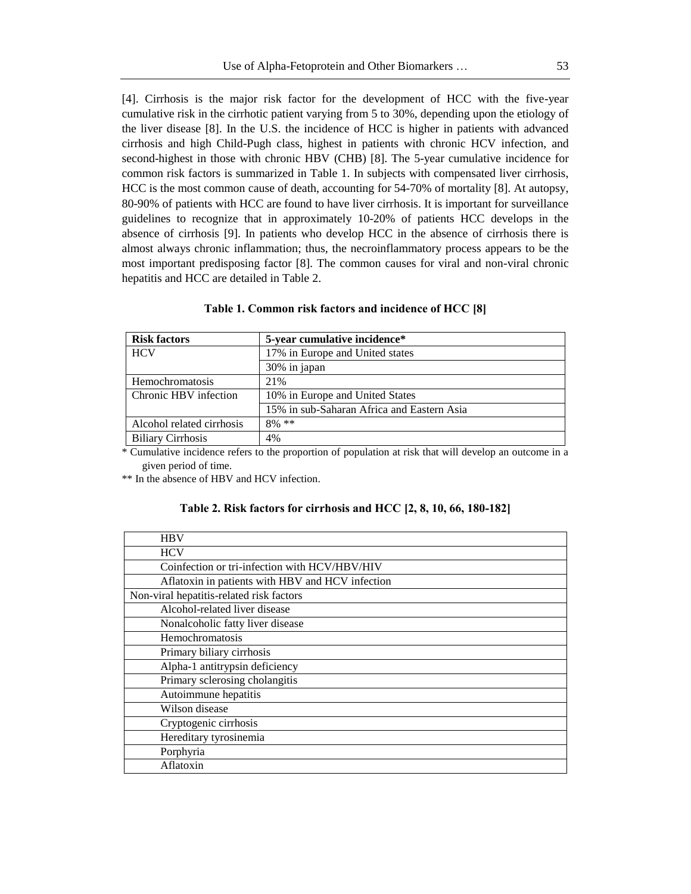[4]. Cirrhosis is the major risk factor for the development of HCC with the five-year cumulative risk in the cirrhotic patient varying from 5 to 30%, depending upon the etiology of the liver disease [8]. In the U.S. the incidence of HCC is higher in patients with advanced cirrhosis and high Child-Pugh class, highest in patients with chronic HCV infection, and second-highest in those with chronic HBV (CHB) [8]. The 5-year cumulative incidence for common risk factors is summarized in Table 1. In subjects with compensated liver cirrhosis, HCC is the most common cause of death, accounting for 54-70% of mortality [8]. At autopsy, 80-90% of patients with HCC are found to have liver cirrhosis. It is important for surveillance guidelines to recognize that in approximately 10-20% of patients HCC develops in the absence of cirrhosis [9]. In patients who develop HCC in the absence of cirrhosis there is almost always chronic inflammation; thus, the necroinflammatory process appears to be the most important predisposing factor [8]. The common causes for viral and non-viral chronic hepatitis and HCC are detailed in Table 2.

**Table 1. Common risk factors and incidence of HCC [8]**

| Risk factors | 5-year cumulative incidence* |
|---|---|
| HCV | 17% in Europe and United states |
| | 30% in japan |
| Hemochromatosis | 21% |
| Chronic HBV infection | 10% in Europe and United States |
| | 15% in sub-Saharan Africa and Eastern Asia |
| Alcohol related cirrhosis | 8% ** |
| Biliary Cirrhosis | 4% |

\* Cumulative incidence refers to the proportion of population at risk that will develop an outcome in a given period of time.

\*\* In the absence of HBV and HCV infection.

**Table 2. Risk factors for cirrhosis and HCC [2, 8, 10, 66, 180-182]**

| |
|---|
| HBV |
| HCV |
| Coinfection or tri-infection with HCV/HBV/HIV |
| Aflatoxin in patients with HBV and HCV infection |
| Non-viral hepatitis-related risk factors |
| Alcohol-related liver disease |
| Nonalcoholic fatty liver disease |
| Hemochromatosis |
| Primary biliary cirrhosis |
| Alpha-1 antitrypsin deficiency |
| Primary sclerosing cholangitis |
| Autoimmune hepatitis |
| Wilson disease |
| Cryptogenic cirrhosis |
| Hereditary tyrosinemia |
| Porphyria |
| Aflatoxin |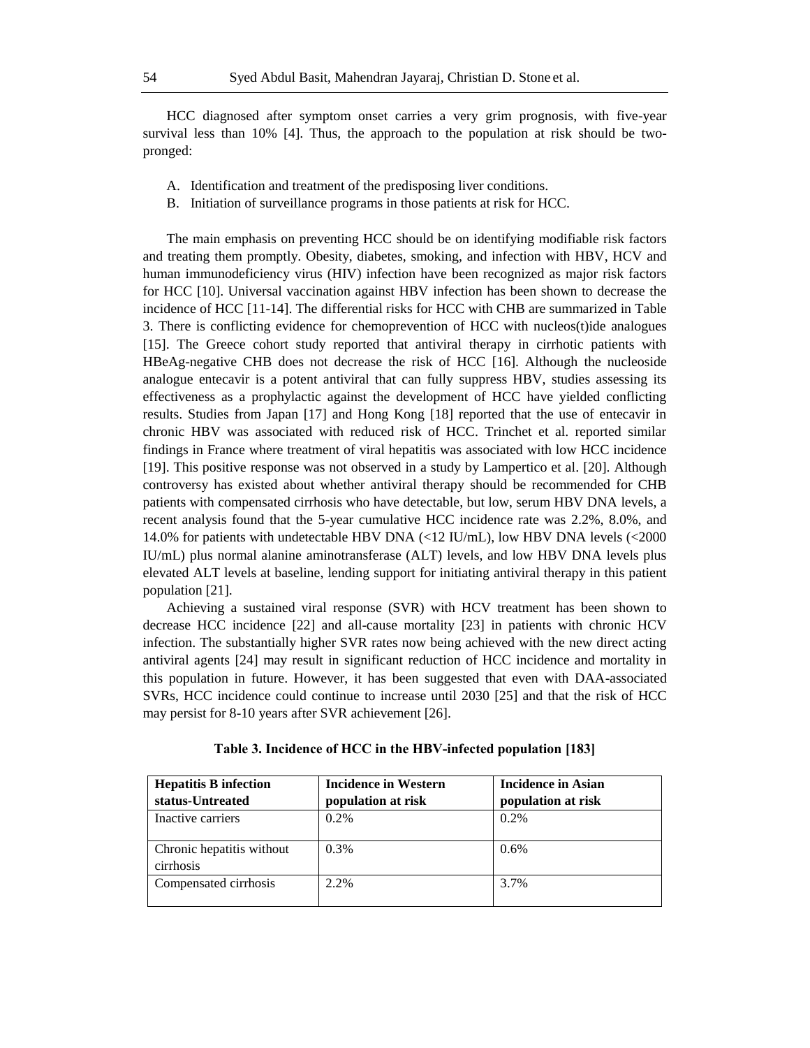HCC diagnosed after symptom onset carries a very grim prognosis, with five-year survival less than 10% [4]. Thus, the approach to the population at risk should be two-pronged:

A. Identification and treatment of the predisposing liver conditions.
B. Initiation of surveillance programs in those patients at risk for HCC.

The main emphasis on preventing HCC should be on identifying modifiable risk factors and treating them promptly. Obesity, diabetes, smoking, and infection with HBV, HCV and human immunodeficiency virus (HIV) infection have been recognized as major risk factors for HCC [10]. Universal vaccination against HBV infection has been shown to decrease the incidence of HCC [11-14]. The differential risks for HCC with CHB are summarized in Table 3. There is conflicting evidence for chemoprevention of HCC with nucleos(t)ide analogues [15]. The Greece cohort study reported that antiviral therapy in cirrhotic patients with HBeAg-negative CHB does not decrease the risk of HCC [16]. Although the nucleoside analogue entecavir is a potent antiviral that can fully suppress HBV, studies assessing its effectiveness as a prophylactic against the development of HCC have yielded conflicting results. Studies from Japan [17] and Hong Kong [18] reported that the use of entecavir in chronic HBV was associated with reduced risk of HCC. Trinchet et al. reported similar findings in France where treatment of viral hepatitis was associated with low HCC incidence [19]. This positive response was not observed in a study by Lampertico et al. [20]. Although controversy has existed about whether antiviral therapy should be recommended for CHB patients with compensated cirrhosis who have detectable, but low, serum HBV DNA levels, a recent analysis found that the 5-year cumulative HCC incidence rate was 2.2%, 8.0%, and 14.0% for patients with undetectable HBV DNA (<12 IU/mL), low HBV DNA levels (<2000 IU/mL) plus normal alanine aminotransferase (ALT) levels, and low HBV DNA levels plus elevated ALT levels at baseline, lending support for initiating antiviral therapy in this patient population [21].

Achieving a sustained viral response (SVR) with HCV treatment has been shown to decrease HCC incidence [22] and all-cause mortality [23] in patients with chronic HCV infection. The substantially higher SVR rates now being achieved with the new direct acting antiviral agents [24] may result in significant reduction of HCC incidence and mortality in this population in future. However, it has been suggested that even with DAA-associated SVRs, HCC incidence could continue to increase until 2030 [25] and that the risk of HCC may persist for 8-10 years after SVR achievement [26].

**Table 3. Incidence of HCC in the HBV-infected population [183]**

| Hepatitis B infection status-Untreated | Incidence in Western population at risk | Incidence in Asian population at risk |
|---|---|---|
| Inactive carriers | 0.2% | 0.2% |
| Chronic hepatitis without cirrhosis | 0.3% | 0.6% |
| Compensated cirrhosis | 2.2% | 3.7% |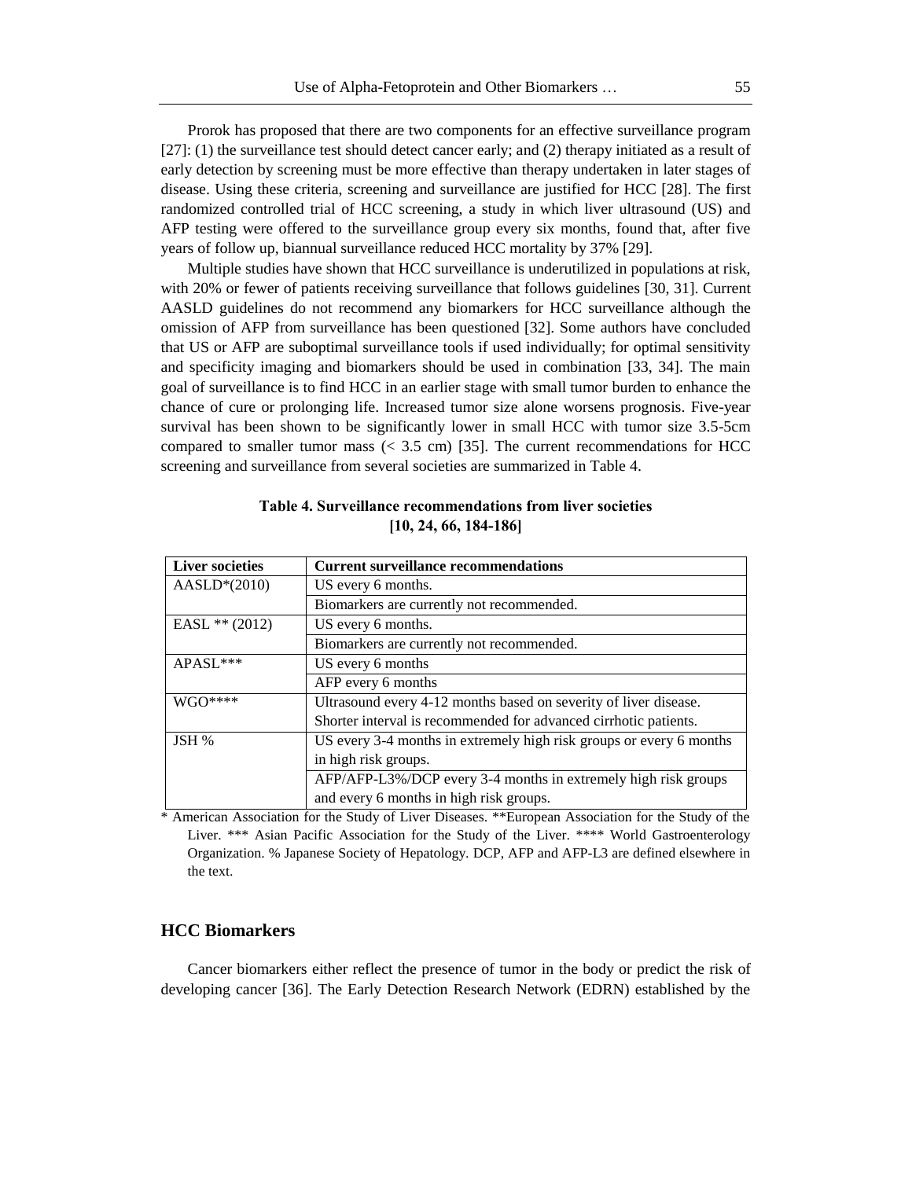Prorok has proposed that there are two components for an effective surveillance program [27]: (1) the surveillance test should detect cancer early; and (2) therapy initiated as a result of early detection by screening must be more effective than therapy undertaken in later stages of disease. Using these criteria, screening and surveillance are justified for HCC [28]. The first randomized controlled trial of HCC screening, a study in which liver ultrasound (US) and AFP testing were offered to the surveillance group every six months, found that, after five years of follow up, biannual surveillance reduced HCC mortality by 37% [29].

Multiple studies have shown that HCC surveillance is underutilized in populations at risk, with 20% or fewer of patients receiving surveillance that follows guidelines [30, 31]. Current AASLD guidelines do not recommend any biomarkers for HCC surveillance although the omission of AFP from surveillance has been questioned [32]. Some authors have concluded that US or AFP are suboptimal surveillance tools if used individually; for optimal sensitivity and specificity imaging and biomarkers should be used in combination [33, 34]. The main goal of surveillance is to find HCC in an earlier stage with small tumor burden to enhance the chance of cure or prolonging life. Increased tumor size alone worsens prognosis. Five-year survival has been shown to be significantly lower in small HCC with tumor size 3.5-5cm compared to smaller tumor mass (< 3.5 cm) [35]. The current recommendations for HCC screening and surveillance from several societies are summarized in Table 4.

**Table 4. Surveillance recommendations from liver societies [10, 24, 66, 184-186]**

| Liver societies | Current surveillance recommendations |
|---|---|
| AASLD*(2010) | US every 6 months. |
| | Biomarkers are currently not recommended. |
| EASL ** (2012) | US every 6 months. |
| | Biomarkers are currently not recommended. |
| APASL*** | US every 6 months |
| | AFP every 6 months |
| WGO**** | Ultrasound every 4-12 months based on severity of liver disease. Shorter interval is recommended for advanced cirrhotic patients. |
| JSH % | US every 3-4 months in extremely high risk groups or every 6 months in high risk groups. |
| | AFP/AFP-L3%/DCP every 3-4 months in extremely high risk groups and every 6 months in high risk groups. |

* American Association for the Study of Liver Diseases. **European Association for the Study of the Liver. *** Asian Pacific Association for the Study of the Liver. **** World Gastroenterology Organization. % Japanese Society of Hepatology. DCP, AFP and AFP-L3 are defined elsewhere in the text.

## HCC Biomarkers

Cancer biomarkers either reflect the presence of tumor in the body or predict the risk of developing cancer [36]. The Early Detection Research Network (EDRN) established by the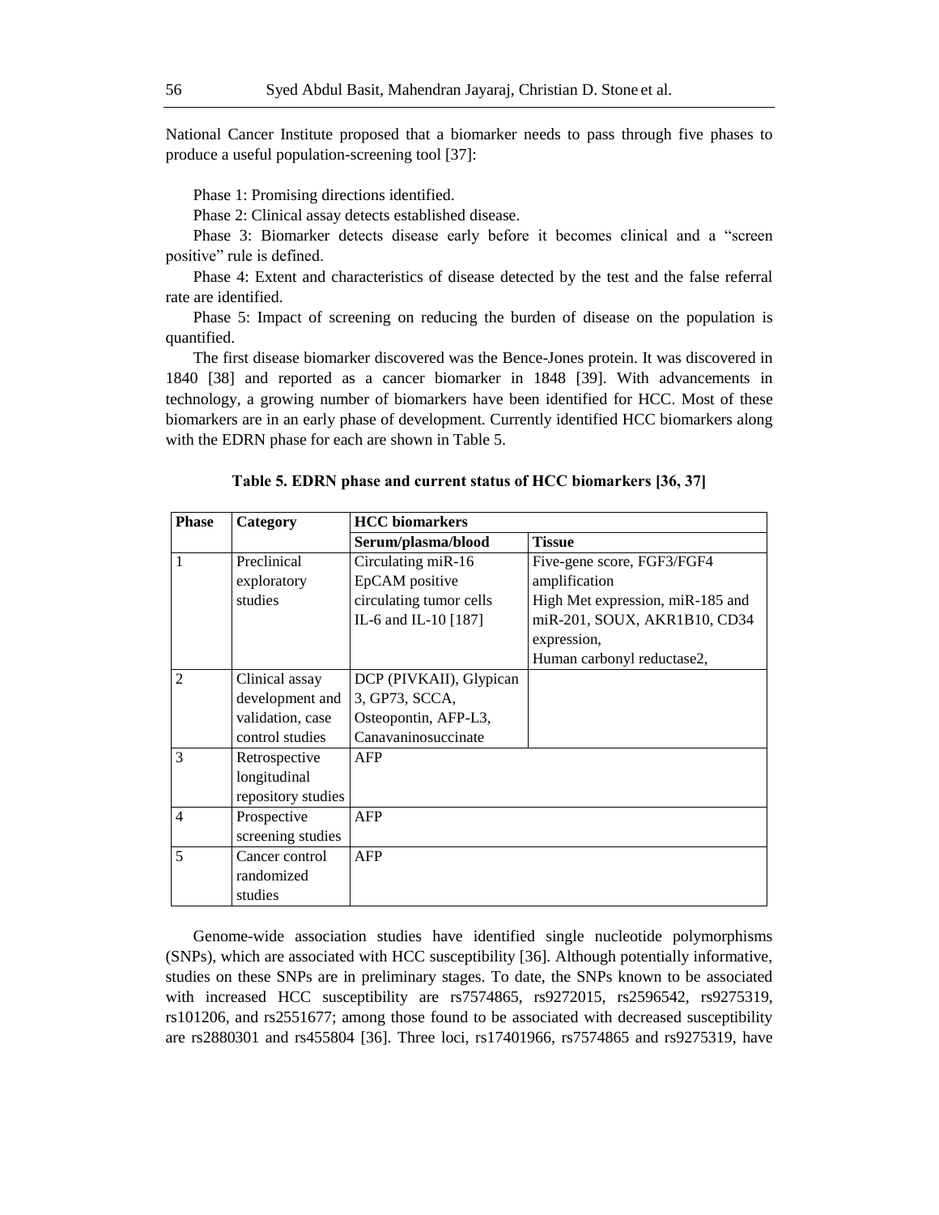National Cancer Institute proposed that a biomarker needs to pass through five phases to produce a useful population-screening tool [37]:

Phase 1: Promising directions identified.

Phase 2: Clinical assay detects established disease.

Phase 3: Biomarker detects disease early before it becomes clinical and a "screen positive" rule is defined.

Phase 4: Extent and characteristics of disease detected by the test and the false referral rate are identified.

Phase 5: Impact of screening on reducing the burden of disease on the population is quantified.

The first disease biomarker discovered was the Bence-Jones protein. It was discovered in 1840 [38] and reported as a cancer biomarker in 1848 [39]. With advancements in technology, a growing number of biomarkers have been identified for HCC. Most of these biomarkers are in an early phase of development. Currently identified HCC biomarkers along with the EDRN phase for each are shown in Table 5.

**Table 5. EDRN phase and current status of HCC biomarkers [36, 37]**

| Phase | Category | HCC biomarkers | |
|---|---|---|---|
| | | **Serum/plasma/blood** | **Tissue** |
| 1 | Preclinical exploratory studies | Circulating miR-16<br>EpCAM positive circulating tumor cells<br>IL-6 and IL-10 [187] | Five-gene score, FGF3/FGF4 amplification<br>High Met expression, miR-185 and miR-201, SOUX, AKR1B10, CD34 expression,<br>Human carbonyl reductase2, |
| 2 | Clinical assay development and validation, case control studies | DCP (PIVKAII), Glypican 3, GP73, SCCA, Osteopontin, AFP-L3, Canavaninosuccinate | |
| 3 | Retrospective longitudinal repository studies | AFP | |
| 4 | Prospective screening studies | AFP | |
| 5 | Cancer control randomized studies | AFP | |

Genome-wide association studies have identified single nucleotide polymorphisms (SNPs), which are associated with HCC susceptibility [36]. Although potentially informative, studies on these SNPs are in preliminary stages. To date, the SNPs known to be associated with increased HCC susceptibility are rs7574865, rs9272015, rs2596542, rs9275319, rs101206, and rs2551677; among those found to be associated with decreased susceptibility are rs2880301 and rs455804 [36]. Three loci, rs17401966, rs7574865 and rs9275319, have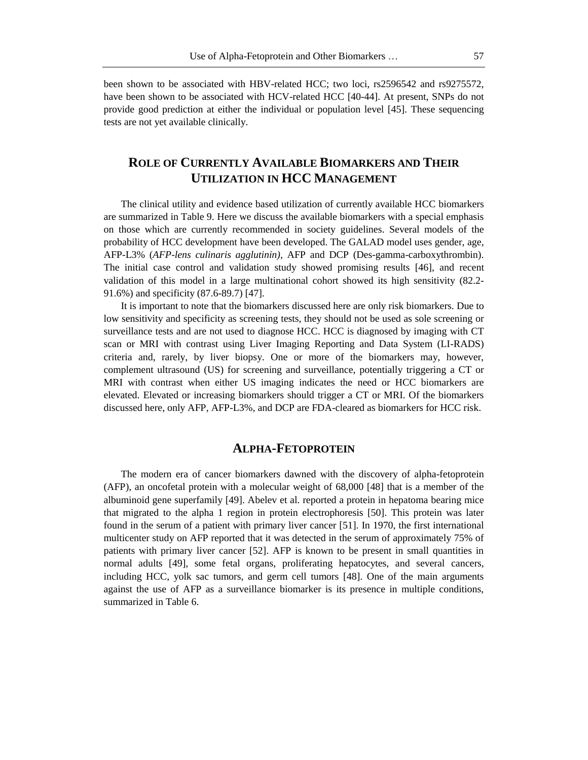been shown to be associated with HBV-related HCC; two loci, rs2596542 and rs9275572, have been shown to be associated with HCV-related HCC [40-44]. At present, SNPs do not provide good prediction at either the individual or population level [45]. These sequencing tests are not yet available clinically.

## ROLE OF CURRENTLY AVAILABLE BIOMARKERS AND THEIR UTILIZATION IN HCC MANAGEMENT

The clinical utility and evidence based utilization of currently available HCC biomarkers are summarized in Table 9. Here we discuss the available biomarkers with a special emphasis on those which are currently recommended in society guidelines. Several models of the probability of HCC development have been developed. The GALAD model uses gender, age, AFP-L3% (*AFP-lens culinaris agglutinin),* AFP and DCP (Des-gamma-carboxythrombin). The initial case control and validation study showed promising results [46], and recent validation of this model in a large multinational cohort showed its high sensitivity (82.2-91.6%) and specificity (87.6-89.7) [47].

It is important to note that the biomarkers discussed here are only risk biomarkers. Due to low sensitivity and specificity as screening tests, they should not be used as sole screening or surveillance tests and are not used to diagnose HCC. HCC is diagnosed by imaging with CT scan or MRI with contrast using Liver Imaging Reporting and Data System (LI-RADS) criteria and, rarely, by liver biopsy. One or more of the biomarkers may, however, complement ultrasound (US) for screening and surveillance, potentially triggering a CT or MRI with contrast when either US imaging indicates the need or HCC biomarkers are elevated. Elevated or increasing biomarkers should trigger a CT or MRI. Of the biomarkers discussed here, only AFP, AFP-L3%, and DCP are FDA-cleared as biomarkers for HCC risk.

## ALPHA-FETOPROTEIN

The modern era of cancer biomarkers dawned with the discovery of alpha-fetoprotein (AFP), an oncofetal protein with a molecular weight of 68,000 [48] that is a member of the albuminoid gene superfamily [49]. Abelev et al. reported a protein in hepatoma bearing mice that migrated to the alpha 1 region in protein electrophoresis [50]. This protein was later found in the serum of a patient with primary liver cancer [51]. In 1970, the first international multicenter study on AFP reported that it was detected in the serum of approximately 75% of patients with primary liver cancer [52]. AFP is known to be present in small quantities in normal adults [49], some fetal organs, proliferating hepatocytes, and several cancers, including HCC, yolk sac tumors, and germ cell tumors [48]. One of the main arguments against the use of AFP as a surveillance biomarker is its presence in multiple conditions, summarized in Table 6.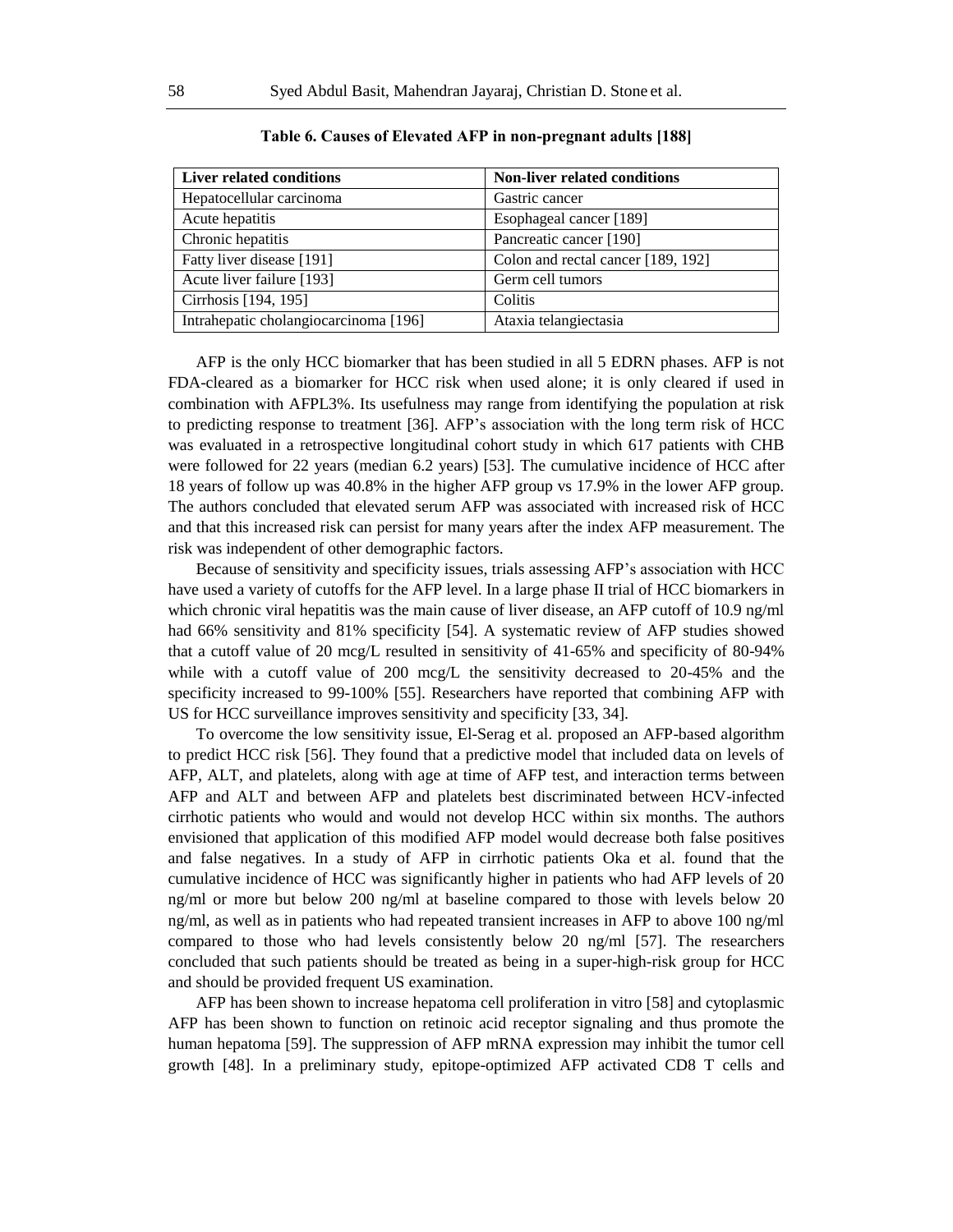**Table 6. Causes of Elevated AFP in non-pregnant adults [188]**

| Liver related conditions | Non-liver related conditions |
|---|---|
| Hepatocellular carcinoma | Gastric cancer |
| Acute hepatitis | Esophageal cancer [189] |
| Chronic hepatitis | Pancreatic cancer [190] |
| Fatty liver disease [191] | Colon and rectal cancer [189, 192] |
| Acute liver failure [193] | Germ cell tumors |
| Cirrhosis [194, 195] | Colitis |
| Intrahepatic cholangiocarcinoma [196] | Ataxia telangiectasia |

AFP is the only HCC biomarker that has been studied in all 5 EDRN phases. AFP is not FDA-cleared as a biomarker for HCC risk when used alone; it is only cleared if used in combination with AFPL3%. Its usefulness may range from identifying the population at risk to predicting response to treatment [36]. AFP's association with the long term risk of HCC was evaluated in a retrospective longitudinal cohort study in which 617 patients with CHB were followed for 22 years (median 6.2 years) [53]. The cumulative incidence of HCC after 18 years of follow up was 40.8% in the higher AFP group vs 17.9% in the lower AFP group. The authors concluded that elevated serum AFP was associated with increased risk of HCC and that this increased risk can persist for many years after the index AFP measurement. The risk was independent of other demographic factors.

Because of sensitivity and specificity issues, trials assessing AFP's association with HCC have used a variety of cutoffs for the AFP level. In a large phase II trial of HCC biomarkers in which chronic viral hepatitis was the main cause of liver disease, an AFP cutoff of 10.9 ng/ml had 66% sensitivity and 81% specificity [54]. A systematic review of AFP studies showed that a cutoff value of 20 mcg/L resulted in sensitivity of 41-65% and specificity of 80-94% while with a cutoff value of 200 mcg/L the sensitivity decreased to 20-45% and the specificity increased to 99-100% [55]. Researchers have reported that combining AFP with US for HCC surveillance improves sensitivity and specificity [33, 34].

To overcome the low sensitivity issue, El-Serag et al. proposed an AFP-based algorithm to predict HCC risk [56]. They found that a predictive model that included data on levels of AFP, ALT, and platelets, along with age at time of AFP test, and interaction terms between AFP and ALT and between AFP and platelets best discriminated between HCV-infected cirrhotic patients who would and would not develop HCC within six months. The authors envisioned that application of this modified AFP model would decrease both false positives and false negatives. In a study of AFP in cirrhotic patients Oka et al. found that the cumulative incidence of HCC was significantly higher in patients who had AFP levels of 20 ng/ml or more but below 200 ng/ml at baseline compared to those with levels below 20 ng/ml, as well as in patients who had repeated transient increases in AFP to above 100 ng/ml compared to those who had levels consistently below 20 ng/ml [57]. The researchers concluded that such patients should be treated as being in a super-high-risk group for HCC and should be provided frequent US examination.

AFP has been shown to increase hepatoma cell proliferation in vitro [58] and cytoplasmic AFP has been shown to function on retinoic acid receptor signaling and thus promote the human hepatoma [59]. The suppression of AFP mRNA expression may inhibit the tumor cell growth [48]. In a preliminary study, epitope-optimized AFP activated CD8 T cells and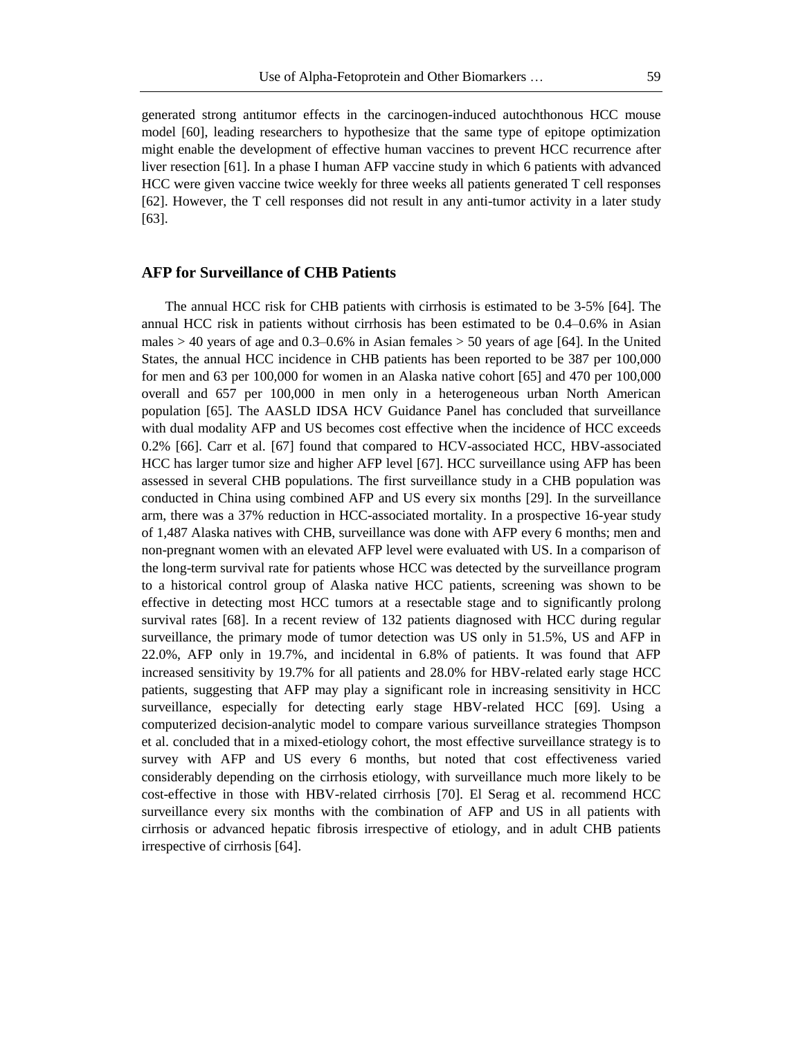generated strong antitumor effects in the carcinogen-induced autochthonous HCC mouse model [60], leading researchers to hypothesize that the same type of epitope optimization might enable the development of effective human vaccines to prevent HCC recurrence after liver resection [61]. In a phase I human AFP vaccine study in which 6 patients with advanced HCC were given vaccine twice weekly for three weeks all patients generated T cell responses [62]. However, the T cell responses did not result in any anti-tumor activity in a later study [63].

## AFP for Surveillance of CHB Patients

The annual HCC risk for CHB patients with cirrhosis is estimated to be 3-5% [64]. The annual HCC risk in patients without cirrhosis has been estimated to be 0.4–0.6% in Asian males > 40 years of age and 0.3–0.6% in Asian females > 50 years of age [64]. In the United States, the annual HCC incidence in CHB patients has been reported to be 387 per 100,000 for men and 63 per 100,000 for women in an Alaska native cohort [65] and 470 per 100,000 overall and 657 per 100,000 in men only in a heterogeneous urban North American population [65]. The AASLD IDSA HCV Guidance Panel has concluded that surveillance with dual modality AFP and US becomes cost effective when the incidence of HCC exceeds 0.2% [66]. Carr et al. [67] found that compared to HCV-associated HCC, HBV-associated HCC has larger tumor size and higher AFP level [67]. HCC surveillance using AFP has been assessed in several CHB populations. The first surveillance study in a CHB population was conducted in China using combined AFP and US every six months [29]. In the surveillance arm, there was a 37% reduction in HCC-associated mortality. In a prospective 16-year study of 1,487 Alaska natives with CHB, surveillance was done with AFP every 6 months; men and non-pregnant women with an elevated AFP level were evaluated with US. In a comparison of the long-term survival rate for patients whose HCC was detected by the surveillance program to a historical control group of Alaska native HCC patients, screening was shown to be effective in detecting most HCC tumors at a resectable stage and to significantly prolong survival rates [68]. In a recent review of 132 patients diagnosed with HCC during regular surveillance, the primary mode of tumor detection was US only in 51.5%, US and AFP in 22.0%, AFP only in 19.7%, and incidental in 6.8% of patients. It was found that AFP increased sensitivity by 19.7% for all patients and 28.0% for HBV-related early stage HCC patients, suggesting that AFP may play a significant role in increasing sensitivity in HCC surveillance, especially for detecting early stage HBV-related HCC [69]. Using a computerized decision-analytic model to compare various surveillance strategies Thompson et al. concluded that in a mixed-etiology cohort, the most effective surveillance strategy is to survey with AFP and US every 6 months, but noted that cost effectiveness varied considerably depending on the cirrhosis etiology, with surveillance much more likely to be cost-effective in those with HBV-related cirrhosis [70]. El Serag et al. recommend HCC surveillance every six months with the combination of AFP and US in all patients with cirrhosis or advanced hepatic fibrosis irrespective of etiology, and in adult CHB patients irrespective of cirrhosis [64].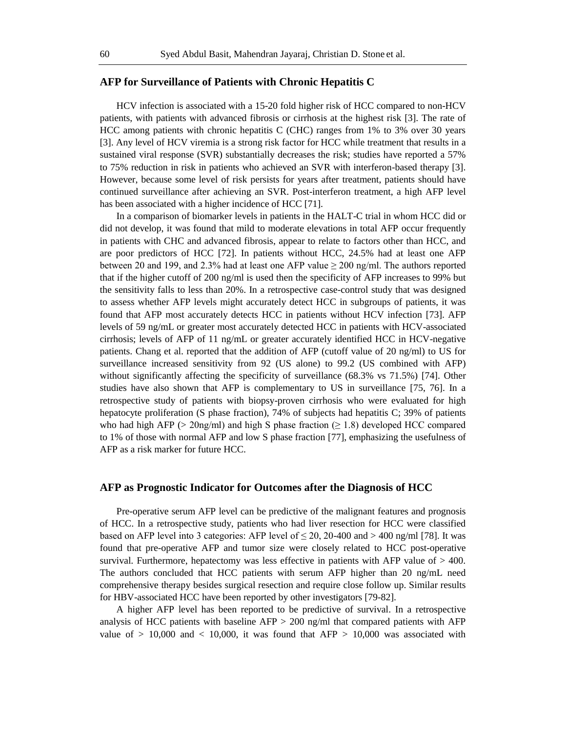## AFP for Surveillance of Patients with Chronic Hepatitis C

HCV infection is associated with a 15-20 fold higher risk of HCC compared to non-HCV patients, with patients with advanced fibrosis or cirrhosis at the highest risk [3]. The rate of HCC among patients with chronic hepatitis C (CHC) ranges from 1% to 3% over 30 years [3]. Any level of HCV viremia is a strong risk factor for HCC while treatment that results in a sustained viral response (SVR) substantially decreases the risk; studies have reported a 57% to 75% reduction in risk in patients who achieved an SVR with interferon-based therapy [3]. However, because some level of risk persists for years after treatment, patients should have continued surveillance after achieving an SVR. Post-interferon treatment, a high AFP level has been associated with a higher incidence of HCC [71].

In a comparison of biomarker levels in patients in the HALT-C trial in whom HCC did or did not develop, it was found that mild to moderate elevations in total AFP occur frequently in patients with CHC and advanced fibrosis, appear to relate to factors other than HCC, and are poor predictors of HCC [72]. In patients without HCC, 24.5% had at least one AFP between 20 and 199, and 2.3% had at least one AFP value ≥ 200 ng/ml. The authors reported that if the higher cutoff of 200 ng/ml is used then the specificity of AFP increases to 99% but the sensitivity falls to less than 20%. In a retrospective case-control study that was designed to assess whether AFP levels might accurately detect HCC in subgroups of patients, it was found that AFP most accurately detects HCC in patients without HCV infection [73]. AFP levels of 59 ng/mL or greater most accurately detected HCC in patients with HCV-associated cirrhosis; levels of AFP of 11 ng/mL or greater accurately identified HCC in HCV-negative patients. Chang et al. reported that the addition of AFP (cutoff value of 20 ng/ml) to US for surveillance increased sensitivity from 92 (US alone) to 99.2 (US combined with AFP) without significantly affecting the specificity of surveillance (68.3% vs 71.5%) [74]. Other studies have also shown that AFP is complementary to US in surveillance [75, 76]. In a retrospective study of patients with biopsy-proven cirrhosis who were evaluated for high hepatocyte proliferation (S phase fraction), 74% of subjects had hepatitis C; 39% of patients who had high AFP (> 20ng/ml) and high S phase fraction (≥ 1.8) developed HCC compared to 1% of those with normal AFP and low S phase fraction [77], emphasizing the usefulness of AFP as a risk marker for future HCC.

## AFP as Prognostic Indicator for Outcomes after the Diagnosis of HCC

Pre-operative serum AFP level can be predictive of the malignant features and prognosis of HCC. In a retrospective study, patients who had liver resection for HCC were classified based on AFP level into 3 categories: AFP level of ≤ 20, 20-400 and > 400 ng/ml [78]. It was found that pre-operative AFP and tumor size were closely related to HCC post-operative survival. Furthermore, hepatectomy was less effective in patients with AFP value of > 400. The authors concluded that HCC patients with serum AFP higher than 20 ng/mL need comprehensive therapy besides surgical resection and require close follow up. Similar results for HBV-associated HCC have been reported by other investigators [79-82].

A higher AFP level has been reported to be predictive of survival. In a retrospective analysis of HCC patients with baseline AFP > 200 ng/ml that compared patients with AFP value of > 10,000 and < 10,000, it was found that AFP > 10,000 was associated with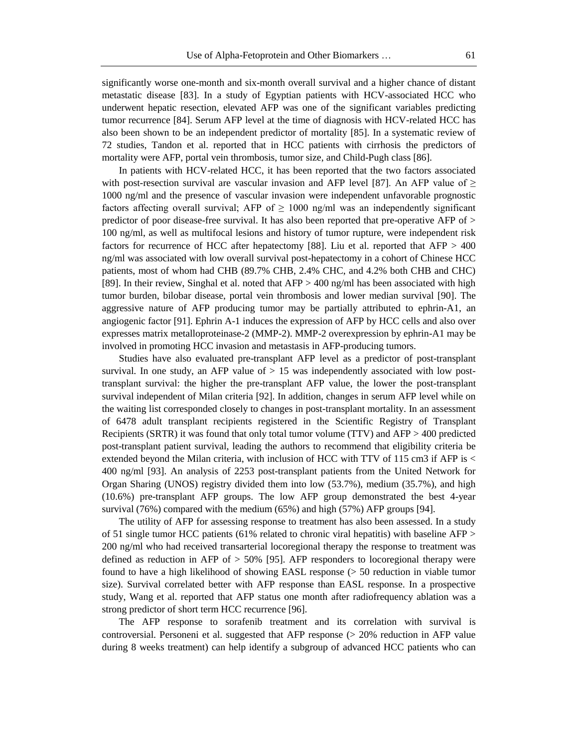significantly worse one-month and six-month overall survival and a higher chance of distant metastatic disease [83]. In a study of Egyptian patients with HCV-associated HCC who underwent hepatic resection, elevated AFP was one of the significant variables predicting tumor recurrence [84]. Serum AFP level at the time of diagnosis with HCV-related HCC has also been shown to be an independent predictor of mortality [85]. In a systematic review of 72 studies, Tandon et al. reported that in HCC patients with cirrhosis the predictors of mortality were AFP, portal vein thrombosis, tumor size, and Child-Pugh class [86].

In patients with HCV-related HCC, it has been reported that the two factors associated with post-resection survival are vascular invasion and AFP level [87]. An AFP value of ≥ 1000 ng/ml and the presence of vascular invasion were independent unfavorable prognostic factors affecting overall survival; AFP of ≥ 1000 ng/ml was an independently significant predictor of poor disease-free survival. It has also been reported that pre-operative AFP of > 100 ng/ml, as well as multifocal lesions and history of tumor rupture, were independent risk factors for recurrence of HCC after hepatectomy [88]. Liu et al. reported that AFP > 400 ng/ml was associated with low overall survival post-hepatectomy in a cohort of Chinese HCC patients, most of whom had CHB (89.7% CHB, 2.4% CHC, and 4.2% both CHB and CHC) [89]. In their review, Singhal et al. noted that AFP > 400 ng/ml has been associated with high tumor burden, bilobar disease, portal vein thrombosis and lower median survival [90]. The aggressive nature of AFP producing tumor may be partially attributed to ephrin-A1, an angiogenic factor [91]. Ephrin A-1 induces the expression of AFP by HCC cells and also over expresses matrix metalloproteinase-2 (MMP-2). MMP-2 overexpression by ephrin-A1 may be involved in promoting HCC invasion and metastasis in AFP-producing tumors.

Studies have also evaluated pre-transplant AFP level as a predictor of post-transplant survival. In one study, an AFP value of > 15 was independently associated with low post-transplant survival: the higher the pre-transplant AFP value, the lower the post-transplant survival independent of Milan criteria [92]. In addition, changes in serum AFP level while on the waiting list corresponded closely to changes in post-transplant mortality. In an assessment of 6478 adult transplant recipients registered in the Scientific Registry of Transplant Recipients (SRTR) it was found that only total tumor volume (TTV) and AFP > 400 predicted post-transplant patient survival, leading the authors to recommend that eligibility criteria be extended beyond the Milan criteria, with inclusion of HCC with TTV of 115 cm3 if AFP is < 400 ng/ml [93]. An analysis of 2253 post-transplant patients from the United Network for Organ Sharing (UNOS) registry divided them into low (53.7%), medium (35.7%), and high (10.6%) pre-transplant AFP groups. The low AFP group demonstrated the best 4-year survival (76%) compared with the medium (65%) and high (57%) AFP groups [94].

The utility of AFP for assessing response to treatment has also been assessed. In a study of 51 single tumor HCC patients (61% related to chronic viral hepatitis) with baseline AFP > 200 ng/ml who had received transarterial locoregional therapy the response to treatment was defined as reduction in AFP of > 50% [95]. AFP responders to locoregional therapy were found to have a high likelihood of showing EASL response (> 50 reduction in viable tumor size). Survival correlated better with AFP response than EASL response. In a prospective study, Wang et al. reported that AFP status one month after radiofrequency ablation was a strong predictor of short term HCC recurrence [96].

The AFP response to sorafenib treatment and its correlation with survival is controversial. Personeni et al. suggested that AFP response (> 20% reduction in AFP value during 8 weeks treatment) can help identify a subgroup of advanced HCC patients who can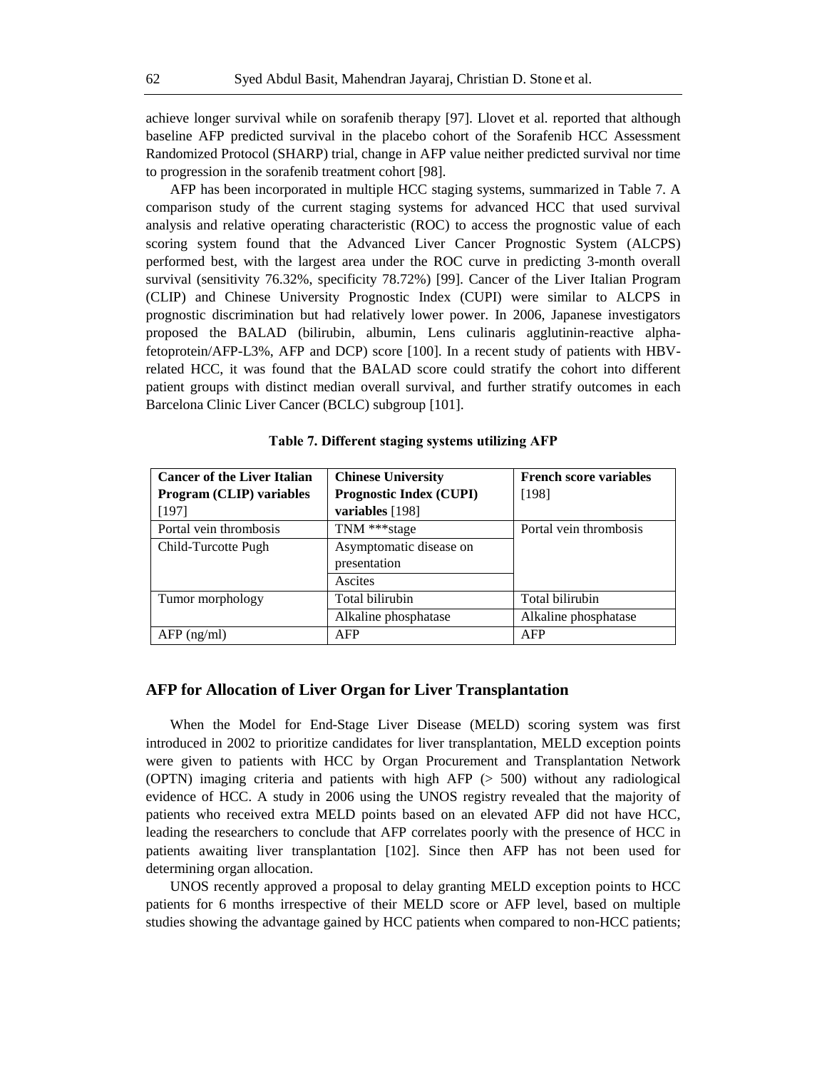achieve longer survival while on sorafenib therapy [97]. Llovet et al. reported that although baseline AFP predicted survival in the placebo cohort of the Sorafenib HCC Assessment Randomized Protocol (SHARP) trial, change in AFP value neither predicted survival nor time to progression in the sorafenib treatment cohort [98].

AFP has been incorporated in multiple HCC staging systems, summarized in Table 7. A comparison study of the current staging systems for advanced HCC that used survival analysis and relative operating characteristic (ROC) to access the prognostic value of each scoring system found that the Advanced Liver Cancer Prognostic System (ALCPS) performed best, with the largest area under the ROC curve in predicting 3-month overall survival (sensitivity 76.32%, specificity 78.72%) [99]. Cancer of the Liver Italian Program (CLIP) and Chinese University Prognostic Index (CUPI) were similar to ALCPS in prognostic discrimination but had relatively lower power. In 2006, Japanese investigators proposed the BALAD (bilirubin, albumin, Lens culinaris agglutinin-reactive alpha-fetoprotein/AFP-L3%, AFP and DCP) score [100]. In a recent study of patients with HBV-related HCC, it was found that the BALAD score could stratify the cohort into different patient groups with distinct median overall survival, and further stratify outcomes in each Barcelona Clinic Liver Cancer (BCLC) subgroup [101].

**Table 7. Different staging systems utilizing AFP**

| **Cancer of the Liver Italian Program (CLIP) variables** [197] | **Chinese University Prognostic Index (CUPI) variables** [198] | **French score variables** [198] |
|---|---|---|
| Portal vein thrombosis | TNM ***stage | Portal vein thrombosis |
| Child-Turcotte Pugh | Asymptomatic disease on presentation | |
| | Ascites | |
| Tumor morphology | Total bilirubin | Total bilirubin |
| | Alkaline phosphatase | Alkaline phosphatase |
| AFP (ng/ml) | AFP | AFP |

## AFP for Allocation of Liver Organ for Liver Transplantation

When the Model for End-Stage Liver Disease (MELD) scoring system was first introduced in 2002 to prioritize candidates for liver transplantation, MELD exception points were given to patients with HCC by Organ Procurement and Transplantation Network (OPTN) imaging criteria and patients with high AFP (> 500) without any radiological evidence of HCC. A study in 2006 using the UNOS registry revealed that the majority of patients who received extra MELD points based on an elevated AFP did not have HCC, leading the researchers to conclude that AFP correlates poorly with the presence of HCC in patients awaiting liver transplantation [102]. Since then AFP has not been used for determining organ allocation.

UNOS recently approved a proposal to delay granting MELD exception points to HCC patients for 6 months irrespective of their MELD score or AFP level, based on multiple studies showing the advantage gained by HCC patients when compared to non-HCC patients;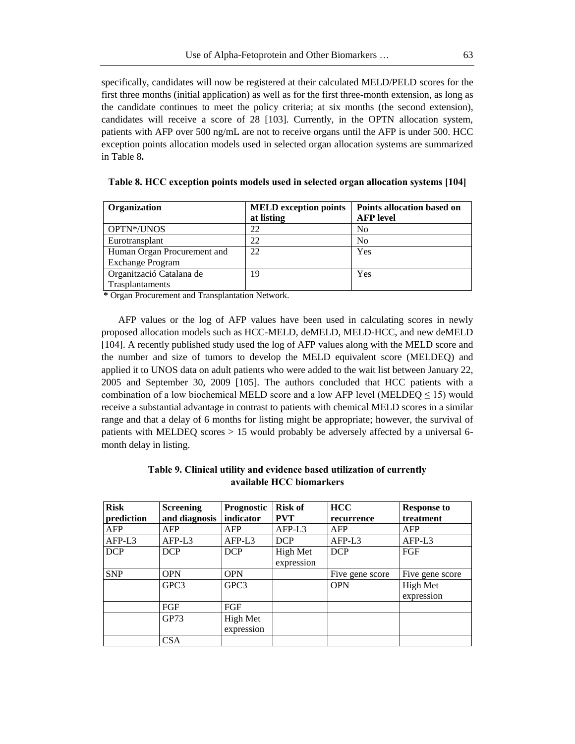specifically, candidates will now be registered at their calculated MELD/PELD scores for the first three months (initial application) as well as for the first three-month extension, as long as the candidate continues to meet the policy criteria; at six months (the second extension), candidates will receive a score of 28 [103]. Currently, in the OPTN allocation system, patients with AFP over 500 ng/mL are not to receive organs until the AFP is under 500. HCC exception points allocation models used in selected organ allocation systems are summarized in Table 8**.**

**Table 8. HCC exception points models used in selected organ allocation systems [104]**

| Organization | MELD exception points at listing | Points allocation based on AFP level |
|---|---|---|
| OPTN*/UNOS | 22 | No |
| Eurotransplant | 22 | No |
| Human Organ Procurement and Exchange Program | 22 | Yes |
| Organització Catalana de Trasplantaments | 19 | Yes |

**\*** Organ Procurement and Transplantation Network.

AFP values or the log of AFP values have been used in calculating scores in newly proposed allocation models such as HCC-MELD, deMELD, MELD-HCC, and new deMELD [104]. A recently published study used the log of AFP values along with the MELD score and the number and size of tumors to develop the MELD equivalent score (MELDEQ) and applied it to UNOS data on adult patients who were added to the wait list between January 22, 2005 and September 30, 2009 [105]. The authors concluded that HCC patients with a combination of a low biochemical MELD score and a low AFP level (MELDEQ ≤ 15) would receive a substantial advantage in contrast to patients with chemical MELD scores in a similar range and that a delay of 6 months for listing might be appropriate; however, the survival of patients with MELDEQ scores > 15 would probably be adversely affected by a universal 6-month delay in listing.

**Table 9. Clinical utility and evidence based utilization of currently available HCC biomarkers**

| Risk prediction | Screening and diagnosis | Prognostic indicator | Risk of PVT | HCC recurrence | Response to treatment |
|---|---|---|---|---|---|
| AFP | AFP | AFP | AFP-L3 | AFP | AFP |
| AFP-L3 | AFP-L3 | AFP-L3 | DCP | AFP-L3 | AFP-L3 |
| DCP | DCP | DCP | High Met expression | DCP | FGF |
| SNP | OPN | OPN | | Five gene score | Five gene score |
| | GPC3 | GPC3 | | OPN | High Met expression |
| | FGF | FGF | | | |
| | GP73 | High Met expression | | | |
| | CSA | | | | |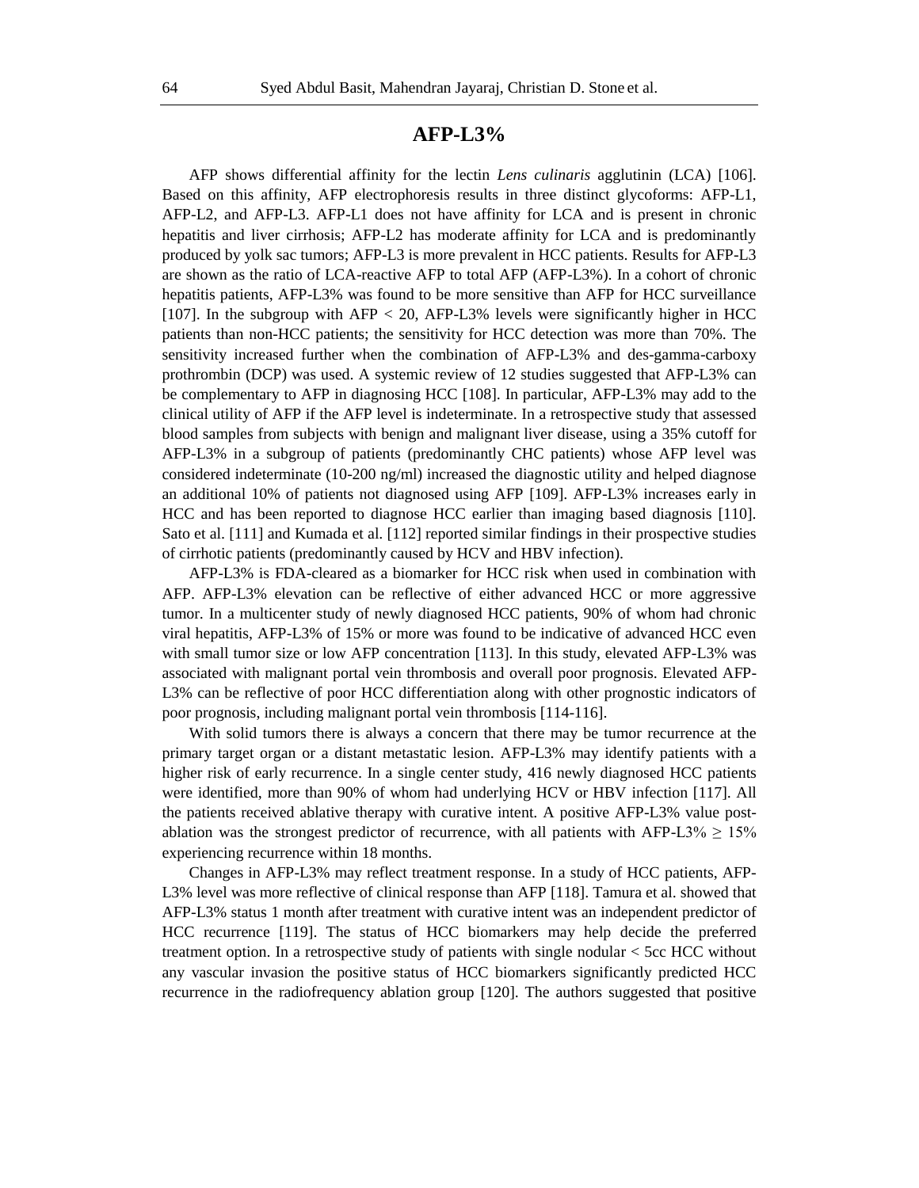## AFP-L3%

AFP shows differential affinity for the lectin *Lens culinaris* agglutinin (LCA) [106]. Based on this affinity, AFP electrophoresis results in three distinct glycoforms: AFP-L1, AFP-L2, and AFP-L3. AFP-L1 does not have affinity for LCA and is present in chronic hepatitis and liver cirrhosis; AFP-L2 has moderate affinity for LCA and is predominantly produced by yolk sac tumors; AFP-L3 is more prevalent in HCC patients. Results for AFP-L3 are shown as the ratio of LCA-reactive AFP to total AFP (AFP-L3%). In a cohort of chronic hepatitis patients, AFP-L3% was found to be more sensitive than AFP for HCC surveillance [107]. In the subgroup with AFP $< 20$, AFP-L3% levels were significantly higher in HCC patients than non-HCC patients; the sensitivity for HCC detection was more than 70%. The sensitivity increased further when the combination of AFP-L3% and des-gamma-carboxy prothrombin (DCP) was used. A systemic review of 12 studies suggested that AFP-L3% can be complementary to AFP in diagnosing HCC [108]. In particular, AFP-L3% may add to the clinical utility of AFP if the AFP level is indeterminate. In a retrospective study that assessed blood samples from subjects with benign and malignant liver disease, using a 35% cutoff for AFP-L3% in a subgroup of patients (predominantly CHC patients) whose AFP level was considered indeterminate (10-200 ng/ml) increased the diagnostic utility and helped diagnose an additional 10% of patients not diagnosed using AFP [109]. AFP-L3% increases early in HCC and has been reported to diagnose HCC earlier than imaging based diagnosis [110]. Sato et al. [111] and Kumada et al. [112] reported similar findings in their prospective studies of cirrhotic patients (predominantly caused by HCV and HBV infection).

AFP-L3% is FDA-cleared as a biomarker for HCC risk when used in combination with AFP. AFP-L3% elevation can be reflective of either advanced HCC or more aggressive tumor. In a multicenter study of newly diagnosed HCC patients, 90% of whom had chronic viral hepatitis, AFP-L3% of 15% or more was found to be indicative of advanced HCC even with small tumor size or low AFP concentration [113]. In this study, elevated AFP-L3% was associated with malignant portal vein thrombosis and overall poor prognosis. Elevated AFP-L3% can be reflective of poor HCC differentiation along with other prognostic indicators of poor prognosis, including malignant portal vein thrombosis [114-116].

With solid tumors there is always a concern that there may be tumor recurrence at the primary target organ or a distant metastatic lesion. AFP-L3% may identify patients with a higher risk of early recurrence. In a single center study, 416 newly diagnosed HCC patients were identified, more than 90% of whom had underlying HCV or HBV infection [117]. All the patients received ablative therapy with curative intent. A positive AFP-L3% value post-ablation was the strongest predictor of recurrence, with all patients with AFP-L3% $\geq 15\%$ experiencing recurrence within 18 months.

Changes in AFP-L3% may reflect treatment response. In a study of HCC patients, AFP-L3% level was more reflective of clinical response than AFP [118]. Tamura et al. showed that AFP-L3% status 1 month after treatment with curative intent was an independent predictor of HCC recurrence [119]. The status of HCC biomarkers may help decide the preferred treatment option. In a retrospective study of patients with single nodular < 5cc HCC without any vascular invasion the positive status of HCC biomarkers significantly predicted HCC recurrence in the radiofrequency ablation group [120]. The authors suggested that positive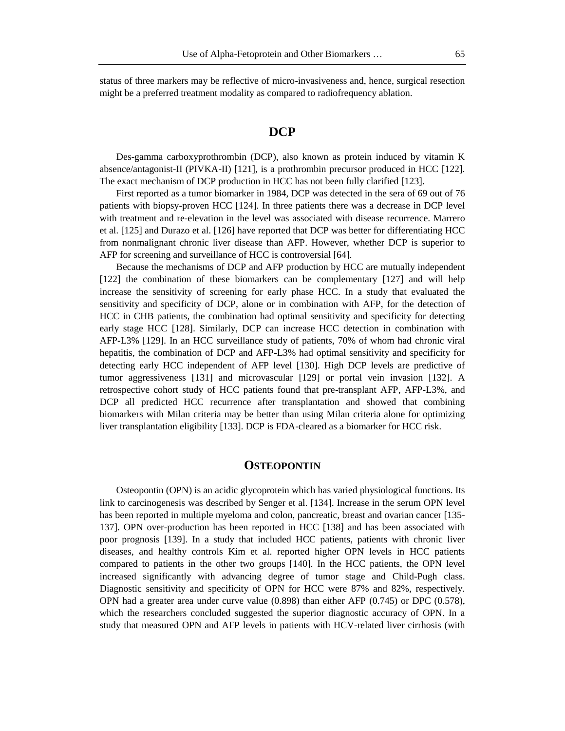status of three markers may be reflective of micro-invasiveness and, hence, surgical resection might be a preferred treatment modality as compared to radiofrequency ablation.

## DCP

Des-gamma carboxyprothrombin (DCP), also known as protein induced by vitamin K absence/antagonist-II (PIVKA-II) [121], is a prothrombin precursor produced in HCC [122]. The exact mechanism of DCP production in HCC has not been fully clarified [123].

First reported as a tumor biomarker in 1984, DCP was detected in the sera of 69 out of 76 patients with biopsy-proven HCC [124]. In three patients there was a decrease in DCP level with treatment and re-elevation in the level was associated with disease recurrence. Marrero et al. [125] and Durazo et al. [126] have reported that DCP was better for differentiating HCC from nonmalignant chronic liver disease than AFP. However, whether DCP is superior to AFP for screening and surveillance of HCC is controversial [64].

Because the mechanisms of DCP and AFP production by HCC are mutually independent [122] the combination of these biomarkers can be complementary [127] and will help increase the sensitivity of screening for early phase HCC. In a study that evaluated the sensitivity and specificity of DCP, alone or in combination with AFP, for the detection of HCC in CHB patients, the combination had optimal sensitivity and specificity for detecting early stage HCC [128]. Similarly, DCP can increase HCC detection in combination with AFP-L3% [129]. In an HCC surveillance study of patients, 70% of whom had chronic viral hepatitis, the combination of DCP and AFP-L3% had optimal sensitivity and specificity for detecting early HCC independent of AFP level [130]. High DCP levels are predictive of tumor aggressiveness [131] and microvascular [129] or portal vein invasion [132]. A retrospective cohort study of HCC patients found that pre-transplant AFP, AFP-L3%, and DCP all predicted HCC recurrence after transplantation and showed that combining biomarkers with Milan criteria may be better than using Milan criteria alone for optimizing liver transplantation eligibility [133]. DCP is FDA-cleared as a biomarker for HCC risk.

## Osteopontin

Osteopontin (OPN) is an acidic glycoprotein which has varied physiological functions. Its link to carcinogenesis was described by Senger et al. [134]. Increase in the serum OPN level has been reported in multiple myeloma and colon, pancreatic, breast and ovarian cancer [135-137]. OPN over-production has been reported in HCC [138] and has been associated with poor prognosis [139]. In a study that included HCC patients, patients with chronic liver diseases, and healthy controls Kim et al. reported higher OPN levels in HCC patients compared to patients in the other two groups [140]. In the HCC patients, the OPN level increased significantly with advancing degree of tumor stage and Child-Pugh class. Diagnostic sensitivity and specificity of OPN for HCC were 87% and 82%, respectively. OPN had a greater area under curve value (0.898) than either AFP (0.745) or DPC (0.578), which the researchers concluded suggested the superior diagnostic accuracy of OPN. In a study that measured OPN and AFP levels in patients with HCV-related liver cirrhosis (with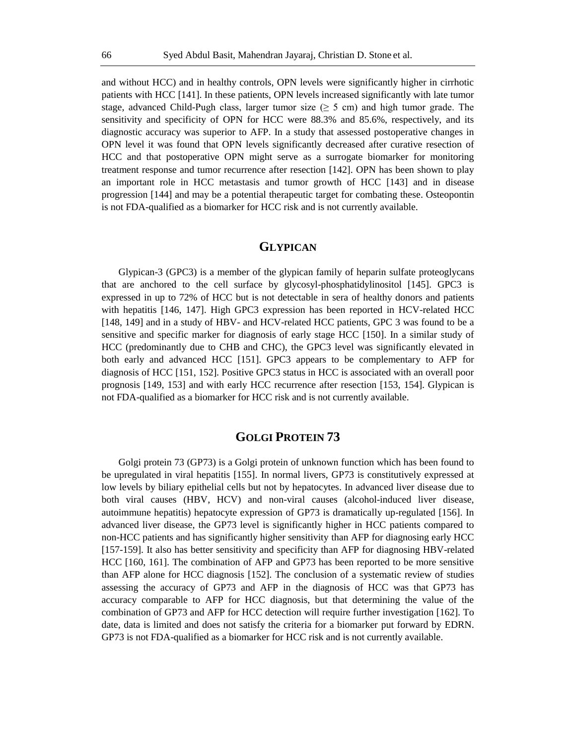and without HCC) and in healthy controls, OPN levels were significantly higher in cirrhotic patients with HCC [141]. In these patients, OPN levels increased significantly with late tumor stage, advanced Child-Pugh class, larger tumor size ($\geq$ 5 cm) and high tumor grade. The sensitivity and specificity of OPN for HCC were 88.3% and 85.6%, respectively, and its diagnostic accuracy was superior to AFP. In a study that assessed postoperative changes in OPN level it was found that OPN levels significantly decreased after curative resection of HCC and that postoperative OPN might serve as a surrogate biomarker for monitoring treatment response and tumor recurrence after resection [142]. OPN has been shown to play an important role in HCC metastasis and tumor growth of HCC [143] and in disease progression [144] and may be a potential therapeutic target for combating these. Osteopontin is not FDA-qualified as a biomarker for HCC risk and is not currently available.

## Glypican

Glypican-3 (GPC3) is a member of the glypican family of heparin sulfate proteoglycans that are anchored to the cell surface by glycosyl-phosphatidylinositol [145]. GPC3 is expressed in up to 72% of HCC but is not detectable in sera of healthy donors and patients with hepatitis [146, 147]. High GPC3 expression has been reported in HCV-related HCC [148, 149] and in a study of HBV- and HCV-related HCC patients, GPC 3 was found to be a sensitive and specific marker for diagnosis of early stage HCC [150]. In a similar study of HCC (predominantly due to CHB and CHC), the GPC3 level was significantly elevated in both early and advanced HCC [151]. GPC3 appears to be complementary to AFP for diagnosis of HCC [151, 152]. Positive GPC3 status in HCC is associated with an overall poor prognosis [149, 153] and with early HCC recurrence after resection [153, 154]. Glypican is not FDA-qualified as a biomarker for HCC risk and is not currently available.

## Golgi Protein 73

Golgi protein 73 (GP73) is a Golgi protein of unknown function which has been found to be upregulated in viral hepatitis [155]. In normal livers, GP73 is constitutively expressed at low levels by biliary epithelial cells but not by hepatocytes. In advanced liver disease due to both viral causes (HBV, HCV) and non-viral causes (alcohol-induced liver disease, autoimmune hepatitis) hepatocyte expression of GP73 is dramatically up-regulated [156]. In advanced liver disease, the GP73 level is significantly higher in HCC patients compared to non-HCC patients and has significantly higher sensitivity than AFP for diagnosing early HCC [157-159]. It also has better sensitivity and specificity than AFP for diagnosing HBV-related HCC [160, 161]. The combination of AFP and GP73 has been reported to be more sensitive than AFP alone for HCC diagnosis [152]. The conclusion of a systematic review of studies assessing the accuracy of GP73 and AFP in the diagnosis of HCC was that GP73 has accuracy comparable to AFP for HCC diagnosis, but that determining the value of the combination of GP73 and AFP for HCC detection will require further investigation [162]. To date, data is limited and does not satisfy the criteria for a biomarker put forward by EDRN. GP73 is not FDA-qualified as a biomarker for HCC risk and is not currently available.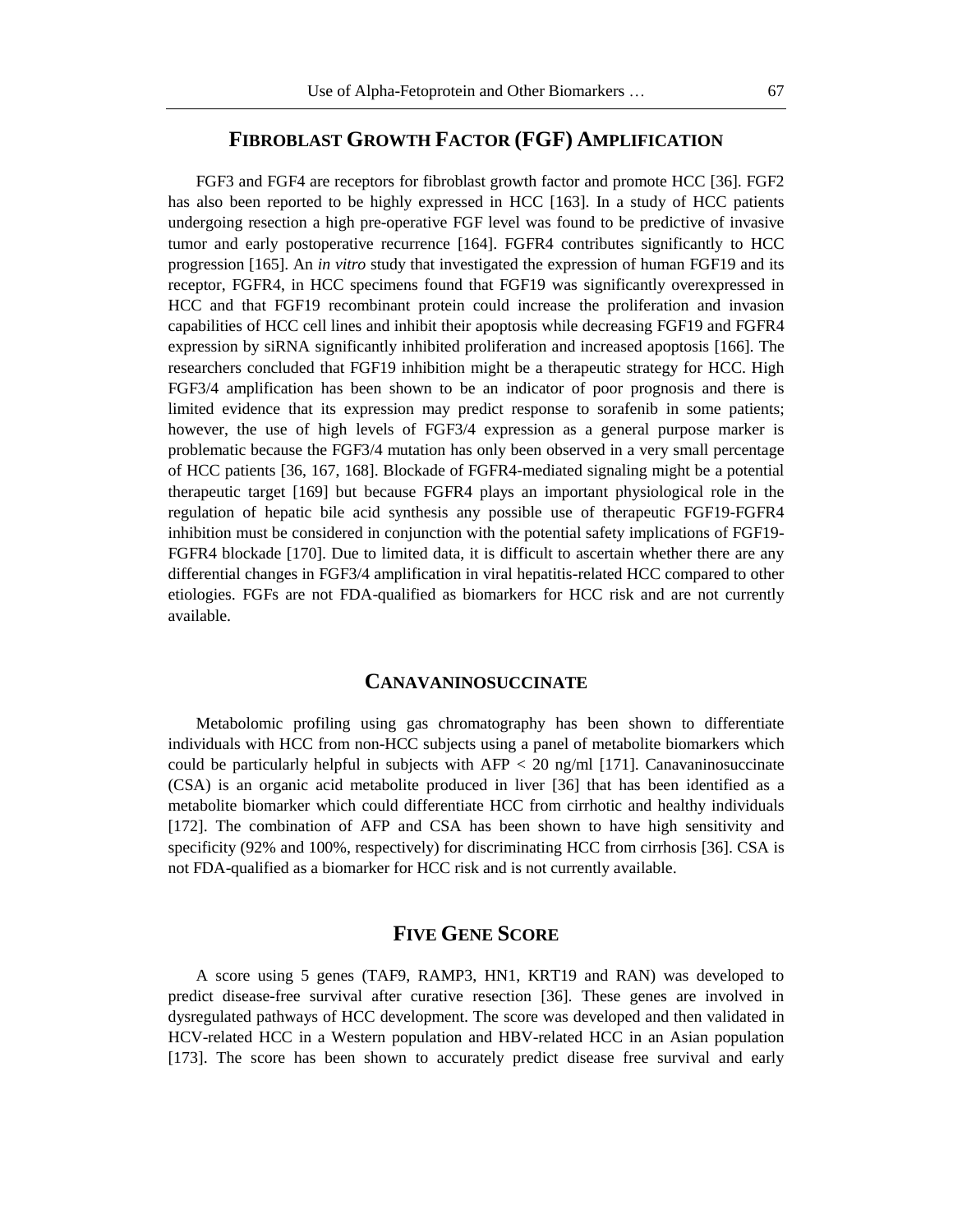## FIBROBLAST GROWTH FACTOR (FGF) AMPLIFICATION

FGF3 and FGF4 are receptors for fibroblast growth factor and promote HCC [36]. FGF2 has also been reported to be highly expressed in HCC [163]. In a study of HCC patients undergoing resection a high pre-operative FGF level was found to be predictive of invasive tumor and early postoperative recurrence [164]. FGFR4 contributes significantly to HCC progression [165]. An *in vitro* study that investigated the expression of human FGF19 and its receptor, FGFR4, in HCC specimens found that FGF19 was significantly overexpressed in HCC and that FGF19 recombinant protein could increase the proliferation and invasion capabilities of HCC cell lines and inhibit their apoptosis while decreasing FGF19 and FGFR4 expression by siRNA significantly inhibited proliferation and increased apoptosis [166]. The researchers concluded that FGF19 inhibition might be a therapeutic strategy for HCC. High FGF3/4 amplification has been shown to be an indicator of poor prognosis and there is limited evidence that its expression may predict response to sorafenib in some patients; however, the use of high levels of FGF3/4 expression as a general purpose marker is problematic because the FGF3/4 mutation has only been observed in a very small percentage of HCC patients [36, 167, 168]. Blockade of FGFR4-mediated signaling might be a potential therapeutic target [169] but because FGFR4 plays an important physiological role in the regulation of hepatic bile acid synthesis any possible use of therapeutic FGF19-FGFR4 inhibition must be considered in conjunction with the potential safety implications of FGF19-FGFR4 blockade [170]. Due to limited data, it is difficult to ascertain whether there are any differential changes in FGF3/4 amplification in viral hepatitis-related HCC compared to other etiologies. FGFs are not FDA-qualified as biomarkers for HCC risk and are not currently available.

## CANAVANINOSUCCINATE

Metabolomic profiling using gas chromatography has been shown to differentiate individuals with HCC from non-HCC subjects using a panel of metabolite biomarkers which could be particularly helpful in subjects with AFP < 20 ng/ml [171]. Canavaninosuccinate (CSA) is an organic acid metabolite produced in liver [36] that has been identified as a metabolite biomarker which could differentiate HCC from cirrhotic and healthy individuals [172]. The combination of AFP and CSA has been shown to have high sensitivity and specificity (92% and 100%, respectively) for discriminating HCC from cirrhosis [36]. CSA is not FDA-qualified as a biomarker for HCC risk and is not currently available.

## FIVE GENE SCORE

A score using 5 genes (TAF9, RAMP3, HN1, KRT19 and RAN) was developed to predict disease-free survival after curative resection [36]. These genes are involved in dysregulated pathways of HCC development. The score was developed and then validated in HCV-related HCC in a Western population and HBV-related HCC in an Asian population [173]. The score has been shown to accurately predict disease free survival and early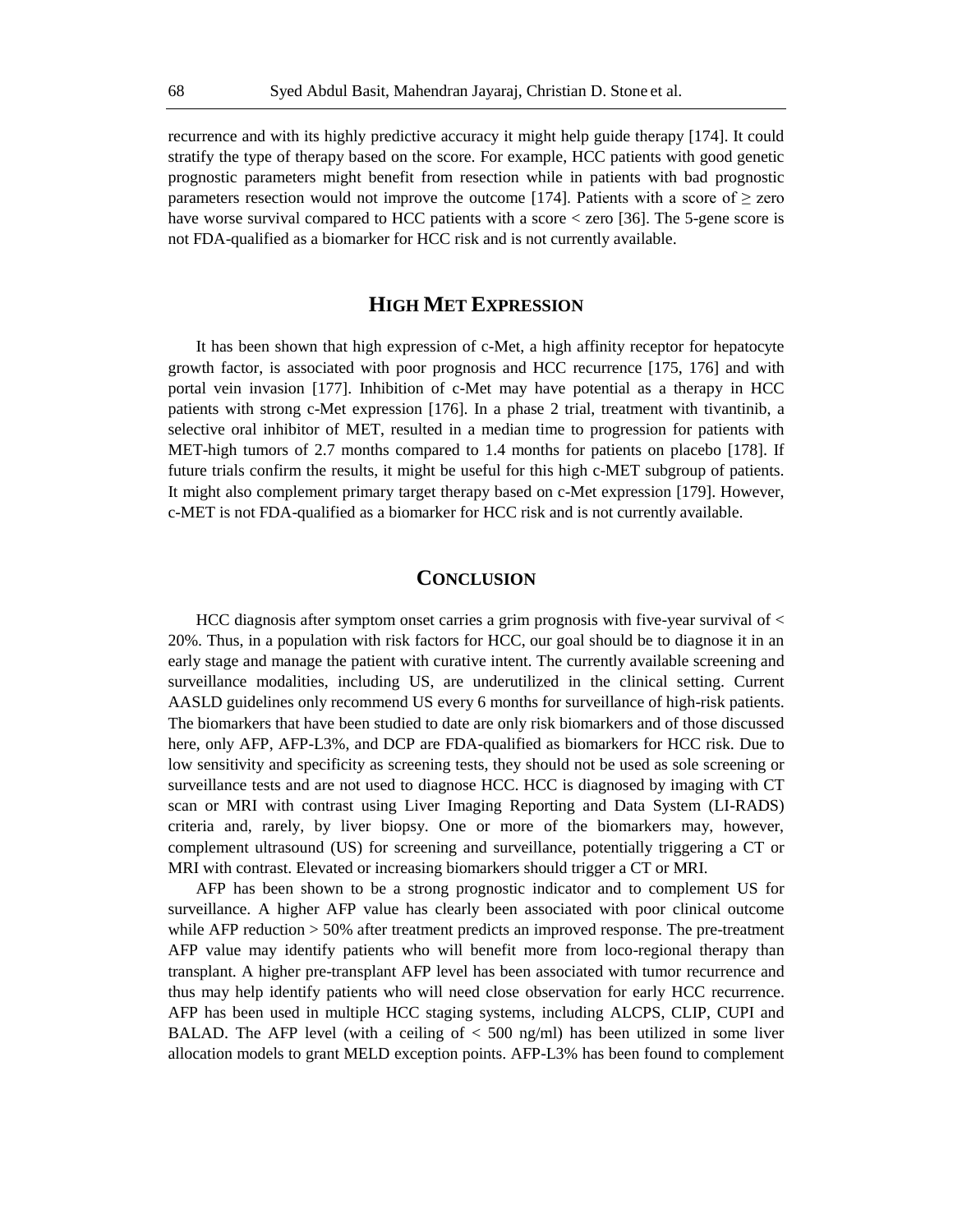recurrence and with its highly predictive accuracy it might help guide therapy [174]. It could stratify the type of therapy based on the score. For example, HCC patients with good genetic prognostic parameters might benefit from resection while in patients with bad prognostic parameters resection would not improve the outcome [174]. Patients with a score of ≥ zero have worse survival compared to HCC patients with a score < zero [36]. The 5-gene score is not FDA-qualified as a biomarker for HCC risk and is not currently available.

## HIGH MET EXPRESSION

It has been shown that high expression of c-Met, a high affinity receptor for hepatocyte growth factor, is associated with poor prognosis and HCC recurrence [175, 176] and with portal vein invasion [177]. Inhibition of c-Met may have potential as a therapy in HCC patients with strong c-Met expression [176]. In a phase 2 trial, treatment with tivantinib, a selective oral inhibitor of MET, resulted in a median time to progression for patients with MET-high tumors of 2.7 months compared to 1.4 months for patients on placebo [178]. If future trials confirm the results, it might be useful for this high c-MET subgroup of patients. It might also complement primary target therapy based on c-Met expression [179]. However, c-MET is not FDA-qualified as a biomarker for HCC risk and is not currently available.

## CONCLUSION

HCC diagnosis after symptom onset carries a grim prognosis with five-year survival of < 20%. Thus, in a population with risk factors for HCC, our goal should be to diagnose it in an early stage and manage the patient with curative intent. The currently available screening and surveillance modalities, including US, are underutilized in the clinical setting. Current AASLD guidelines only recommend US every 6 months for surveillance of high-risk patients. The biomarkers that have been studied to date are only risk biomarkers and of those discussed here, only AFP, AFP-L3%, and DCP are FDA-qualified as biomarkers for HCC risk. Due to low sensitivity and specificity as screening tests, they should not be used as sole screening or surveillance tests and are not used to diagnose HCC. HCC is diagnosed by imaging with CT scan or MRI with contrast using Liver Imaging Reporting and Data System (LI-RADS) criteria and, rarely, by liver biopsy. One or more of the biomarkers may, however, complement ultrasound (US) for screening and surveillance, potentially triggering a CT or MRI with contrast. Elevated or increasing biomarkers should trigger a CT or MRI.

AFP has been shown to be a strong prognostic indicator and to complement US for surveillance. A higher AFP value has clearly been associated with poor clinical outcome while AFP reduction > 50% after treatment predicts an improved response. The pre-treatment AFP value may identify patients who will benefit more from loco-regional therapy than transplant. A higher pre-transplant AFP level has been associated with tumor recurrence and thus may help identify patients who will need close observation for early HCC recurrence. AFP has been used in multiple HCC staging systems, including ALCPS, CLIP, CUPI and BALAD. The AFP level (with a ceiling of < 500 ng/ml) has been utilized in some liver allocation models to grant MELD exception points. AFP-L3% has been found to complement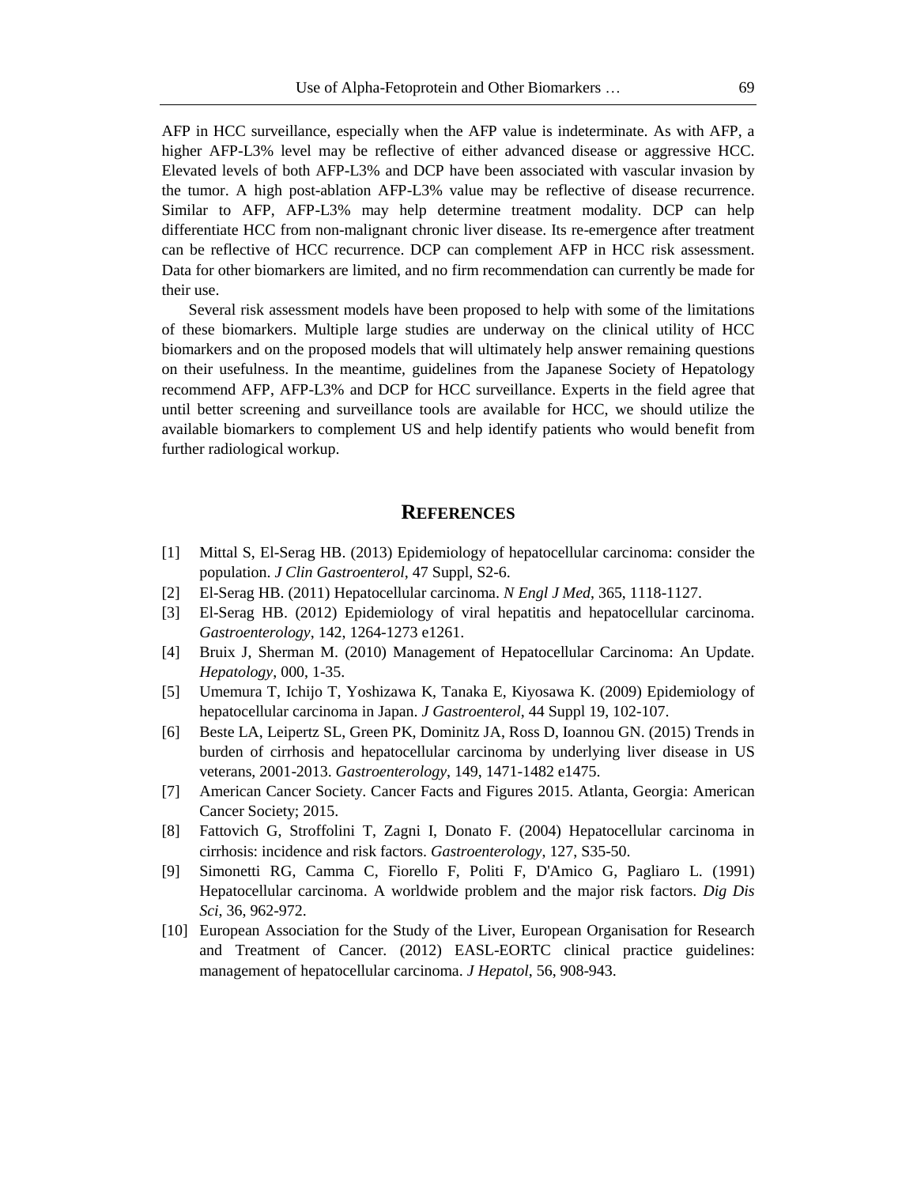AFP in HCC surveillance, especially when the AFP value is indeterminate. As with AFP, a higher AFP-L3% level may be reflective of either advanced disease or aggressive HCC. Elevated levels of both AFP-L3% and DCP have been associated with vascular invasion by the tumor. A high post-ablation AFP-L3% value may be reflective of disease recurrence. Similar to AFP, AFP-L3% may help determine treatment modality. DCP can help differentiate HCC from non-malignant chronic liver disease. Its re-emergence after treatment can be reflective of HCC recurrence. DCP can complement AFP in HCC risk assessment. Data for other biomarkers are limited, and no firm recommendation can currently be made for their use.

Several risk assessment models have been proposed to help with some of the limitations of these biomarkers. Multiple large studies are underway on the clinical utility of HCC biomarkers and on the proposed models that will ultimately help answer remaining questions on their usefulness. In the meantime, guidelines from the Japanese Society of Hepatology recommend AFP, AFP-L3% and DCP for HCC surveillance. Experts in the field agree that until better screening and surveillance tools are available for HCC, we should utilize the available biomarkers to complement US and help identify patients who would benefit from further radiological workup.

## REFERENCES

[1] Mittal S, El-Serag HB. (2013) Epidemiology of hepatocellular carcinoma: consider the population. *J Clin Gastroenterol*, 47 Suppl, S2-6.

[2] El-Serag HB. (2011) Hepatocellular carcinoma. *N Engl J Med*, 365, 1118-1127.

[3] El-Serag HB. (2012) Epidemiology of viral hepatitis and hepatocellular carcinoma. *Gastroenterology*, 142, 1264-1273 e1261.

[4] Bruix J, Sherman M. (2010) Management of Hepatocellular Carcinoma: An Update. *Hepatology*, 000, 1-35.

[5] Umemura T, Ichijo T, Yoshizawa K, Tanaka E, Kiyosawa K. (2009) Epidemiology of hepatocellular carcinoma in Japan. *J Gastroenterol*, 44 Suppl 19, 102-107.

[6] Beste LA, Leipertz SL, Green PK, Dominitz JA, Ross D, Ioannou GN. (2015) Trends in burden of cirrhosis and hepatocellular carcinoma by underlying liver disease in US veterans, 2001-2013. *Gastroenterology*, 149, 1471-1482 e1475.

[7] American Cancer Society. Cancer Facts and Figures 2015. Atlanta, Georgia: American Cancer Society; 2015.

[8] Fattovich G, Stroffolini T, Zagni I, Donato F. (2004) Hepatocellular carcinoma in cirrhosis: incidence and risk factors. *Gastroenterology*, 127, S35-50.

[9] Simonetti RG, Camma C, Fiorello F, Politi F, D'Amico G, Pagliaro L. (1991) Hepatocellular carcinoma. A worldwide problem and the major risk factors. *Dig Dis Sci*, 36, 962-972.

[10] European Association for the Study of the Liver, European Organisation for Research and Treatment of Cancer. (2012) EASL-EORTC clinical practice guidelines: management of hepatocellular carcinoma. *J Hepatol*, 56, 908-943.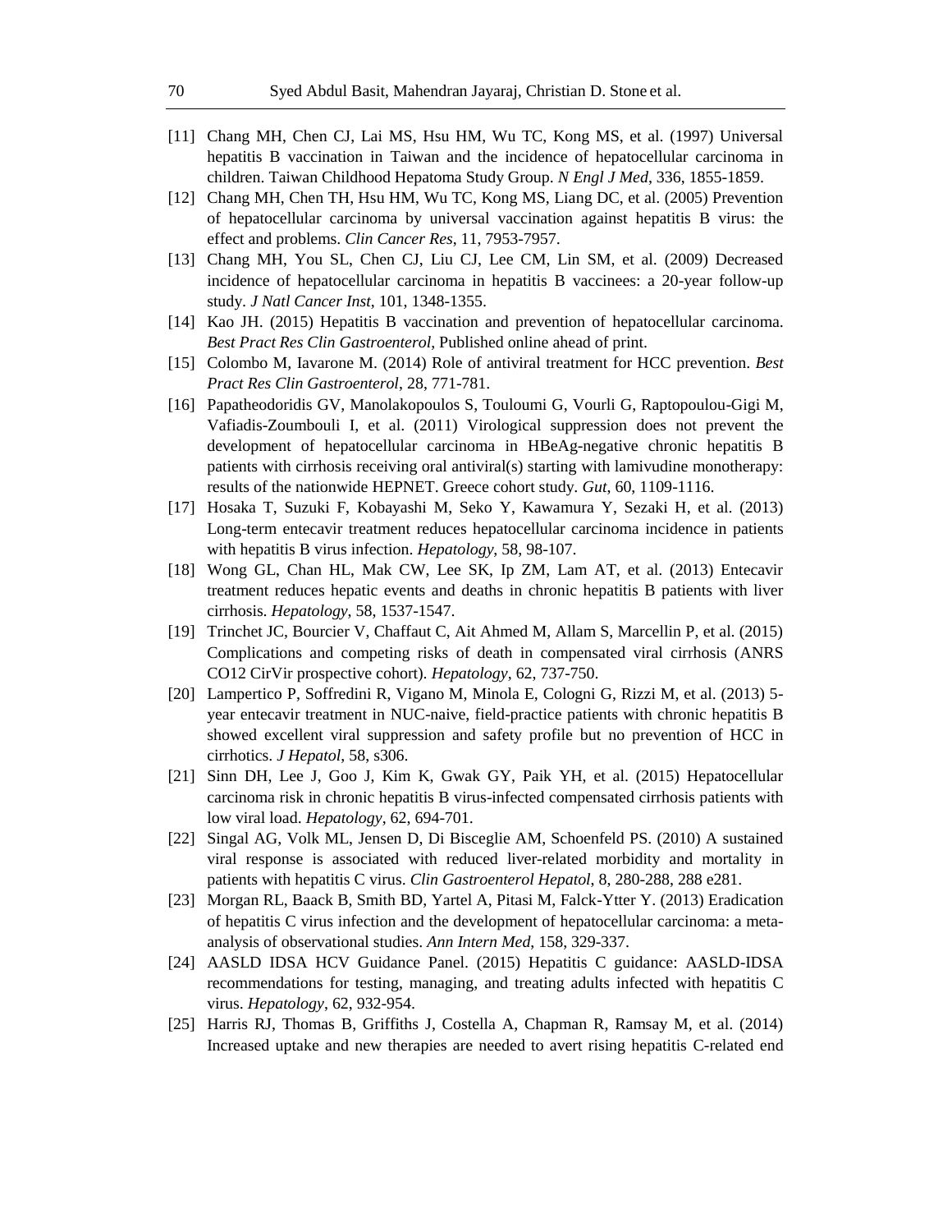[11] Chang MH, Chen CJ, Lai MS, Hsu HM, Wu TC, Kong MS, et al. (1997) Universal hepatitis B vaccination in Taiwan and the incidence of hepatocellular carcinoma in children. Taiwan Childhood Hepatoma Study Group. *N Engl J Med*, 336, 1855-1859.

[12] Chang MH, Chen TH, Hsu HM, Wu TC, Kong MS, Liang DC, et al. (2005) Prevention of hepatocellular carcinoma by universal vaccination against hepatitis B virus: the effect and problems. *Clin Cancer Res*, 11, 7953-7957.

[13] Chang MH, You SL, Chen CJ, Liu CJ, Lee CM, Lin SM, et al. (2009) Decreased incidence of hepatocellular carcinoma in hepatitis B vaccinees: a 20-year follow-up study. *J Natl Cancer Inst*, 101, 1348-1355.

[14] Kao JH. (2015) Hepatitis B vaccination and prevention of hepatocellular carcinoma. *Best Pract Res Clin Gastroenterol*, Published online ahead of print.

[15] Colombo M, Iavarone M. (2014) Role of antiviral treatment for HCC prevention. *Best Pract Res Clin Gastroenterol*, 28, 771-781.

[16] Papatheodoridis GV, Manolakopoulos S, Touloumi G, Vourli G, Raptopoulou-Gigi M, Vafiadis-Zoumbouli I, et al. (2011) Virological suppression does not prevent the development of hepatocellular carcinoma in HBeAg-negative chronic hepatitis B patients with cirrhosis receiving oral antiviral(s) starting with lamivudine monotherapy: results of the nationwide HEPNET. Greece cohort study. *Gut*, 60, 1109-1116.

[17] Hosaka T, Suzuki F, Kobayashi M, Seko Y, Kawamura Y, Sezaki H, et al. (2013) Long-term entecavir treatment reduces hepatocellular carcinoma incidence in patients with hepatitis B virus infection. *Hepatology*, 58, 98-107.

[18] Wong GL, Chan HL, Mak CW, Lee SK, Ip ZM, Lam AT, et al. (2013) Entecavir treatment reduces hepatic events and deaths in chronic hepatitis B patients with liver cirrhosis. *Hepatology*, 58, 1537-1547.

[19] Trinchet JC, Bourcier V, Chaffaut C, Ait Ahmed M, Allam S, Marcellin P, et al. (2015) Complications and competing risks of death in compensated viral cirrhosis (ANRS CO12 CirVir prospective cohort). *Hepatology*, 62, 737-750.

[20] Lampertico P, Soffredini R, Vigano M, Minola E, Cologni G, Rizzi M, et al. (2013) 5-year entecavir treatment in NUC-naive, field-practice patients with chronic hepatitis B showed excellent viral suppression and safety profile but no prevention of HCC in cirrhotics. *J Hepatol*, 58, s306.

[21] Sinn DH, Lee J, Goo J, Kim K, Gwak GY, Paik YH, et al. (2015) Hepatocellular carcinoma risk in chronic hepatitis B virus-infected compensated cirrhosis patients with low viral load. *Hepatology*, 62, 694-701.

[22] Singal AG, Volk ML, Jensen D, Di Bisceglie AM, Schoenfeld PS. (2010) A sustained viral response is associated with reduced liver-related morbidity and mortality in patients with hepatitis C virus. *Clin Gastroenterol Hepatol*, 8, 280-288, 288 e281.

[23] Morgan RL, Baack B, Smith BD, Yartel A, Pitasi M, Falck-Ytter Y. (2013) Eradication of hepatitis C virus infection and the development of hepatocellular carcinoma: a meta-analysis of observational studies. *Ann Intern Med*, 158, 329-337.

[24] AASLD IDSA HCV Guidance Panel. (2015) Hepatitis C guidance: AASLD-IDSA recommendations for testing, managing, and treating adults infected with hepatitis C virus. *Hepatology*, 62, 932-954.

[25] Harris RJ, Thomas B, Griffiths J, Costella A, Chapman R, Ramsay M, et al. (2014) Increased uptake and new therapies are needed to avert rising hepatitis C-related end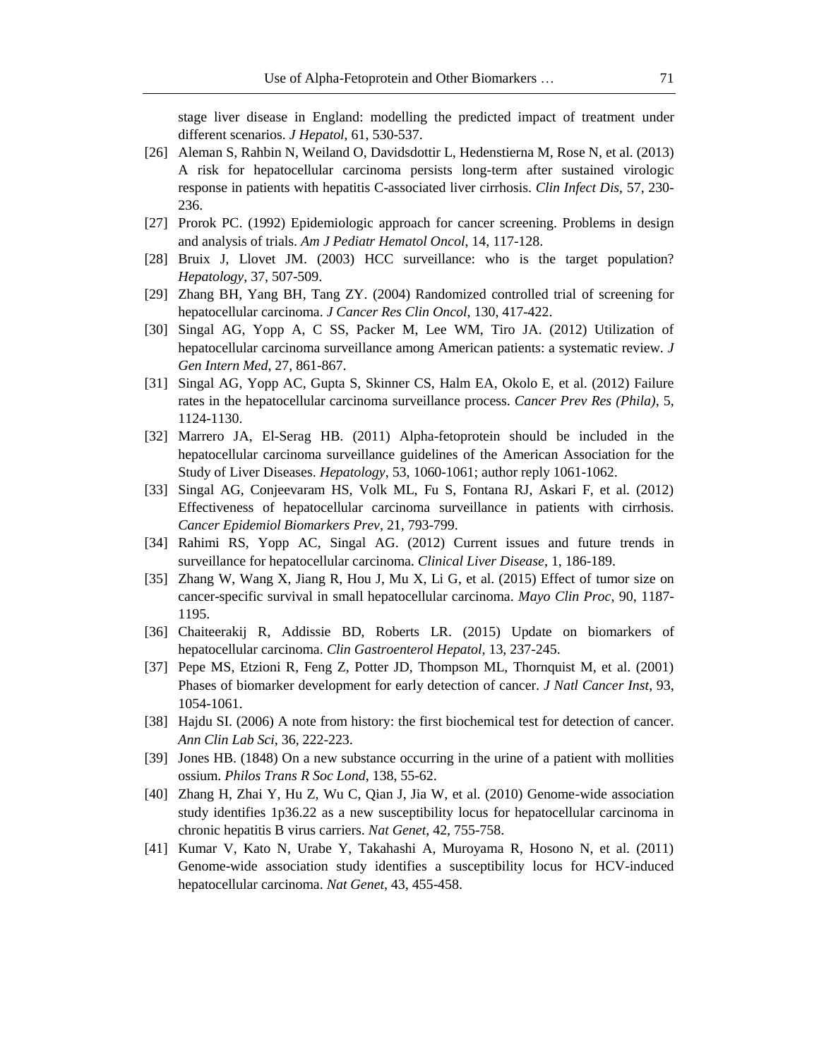stage liver disease in England: modelling the predicted impact of treatment under different scenarios. *J Hepatol*, 61, 530-537.

[26] Aleman S, Rahbin N, Weiland O, Davidsdottir L, Hedenstierna M, Rose N, et al. (2013) A risk for hepatocellular carcinoma persists long-term after sustained virologic response in patients with hepatitis C-associated liver cirrhosis. *Clin Infect Dis*, 57, 230-236.

[27] Prorok PC. (1992) Epidemiologic approach for cancer screening. Problems in design and analysis of trials. *Am J Pediatr Hematol Oncol*, 14, 117-128.

[28] Bruix J, Llovet JM. (2003) HCC surveillance: who is the target population? *Hepatology*, 37, 507-509.

[29] Zhang BH, Yang BH, Tang ZY. (2004) Randomized controlled trial of screening for hepatocellular carcinoma. *J Cancer Res Clin Oncol*, 130, 417-422.

[30] Singal AG, Yopp A, C SS, Packer M, Lee WM, Tiro JA. (2012) Utilization of hepatocellular carcinoma surveillance among American patients: a systematic review. *J Gen Intern Med*, 27, 861-867.

[31] Singal AG, Yopp AC, Gupta S, Skinner CS, Halm EA, Okolo E, et al. (2012) Failure rates in the hepatocellular carcinoma surveillance process. *Cancer Prev Res (Phila)*, 5, 1124-1130.

[32] Marrero JA, El-Serag HB. (2011) Alpha-fetoprotein should be included in the hepatocellular carcinoma surveillance guidelines of the American Association for the Study of Liver Diseases. *Hepatology*, 53, 1060-1061; author reply 1061-1062.

[33] Singal AG, Conjeevaram HS, Volk ML, Fu S, Fontana RJ, Askari F, et al. (2012) Effectiveness of hepatocellular carcinoma surveillance in patients with cirrhosis. *Cancer Epidemiol Biomarkers Prev*, 21, 793-799.

[34] Rahimi RS, Yopp AC, Singal AG. (2012) Current issues and future trends in surveillance for hepatocellular carcinoma. *Clinical Liver Disease*, 1, 186-189.

[35] Zhang W, Wang X, Jiang R, Hou J, Mu X, Li G, et al. (2015) Effect of tumor size on cancer-specific survival in small hepatocellular carcinoma. *Mayo Clin Proc*, 90, 1187-1195.

[36] Chaiteerakij R, Addissie BD, Roberts LR. (2015) Update on biomarkers of hepatocellular carcinoma. *Clin Gastroenterol Hepatol*, 13, 237-245.

[37] Pepe MS, Etzioni R, Feng Z, Potter JD, Thompson ML, Thornquist M, et al. (2001) Phases of biomarker development for early detection of cancer. *J Natl Cancer Inst*, 93, 1054-1061.

[38] Hajdu SI. (2006) A note from history: the first biochemical test for detection of cancer. *Ann Clin Lab Sci*, 36, 222-223.

[39] Jones HB. (1848) On a new substance occurring in the urine of a patient with mollities ossium. *Philos Trans R Soc Lond*, 138, 55-62.

[40] Zhang H, Zhai Y, Hu Z, Wu C, Qian J, Jia W, et al. (2010) Genome-wide association study identifies 1p36.22 as a new susceptibility locus for hepatocellular carcinoma in chronic hepatitis B virus carriers. *Nat Genet*, 42, 755-758.

[41] Kumar V, Kato N, Urabe Y, Takahashi A, Muroyama R, Hosono N, et al. (2011) Genome-wide association study identifies a susceptibility locus for HCV-induced hepatocellular carcinoma. *Nat Genet*, 43, 455-458.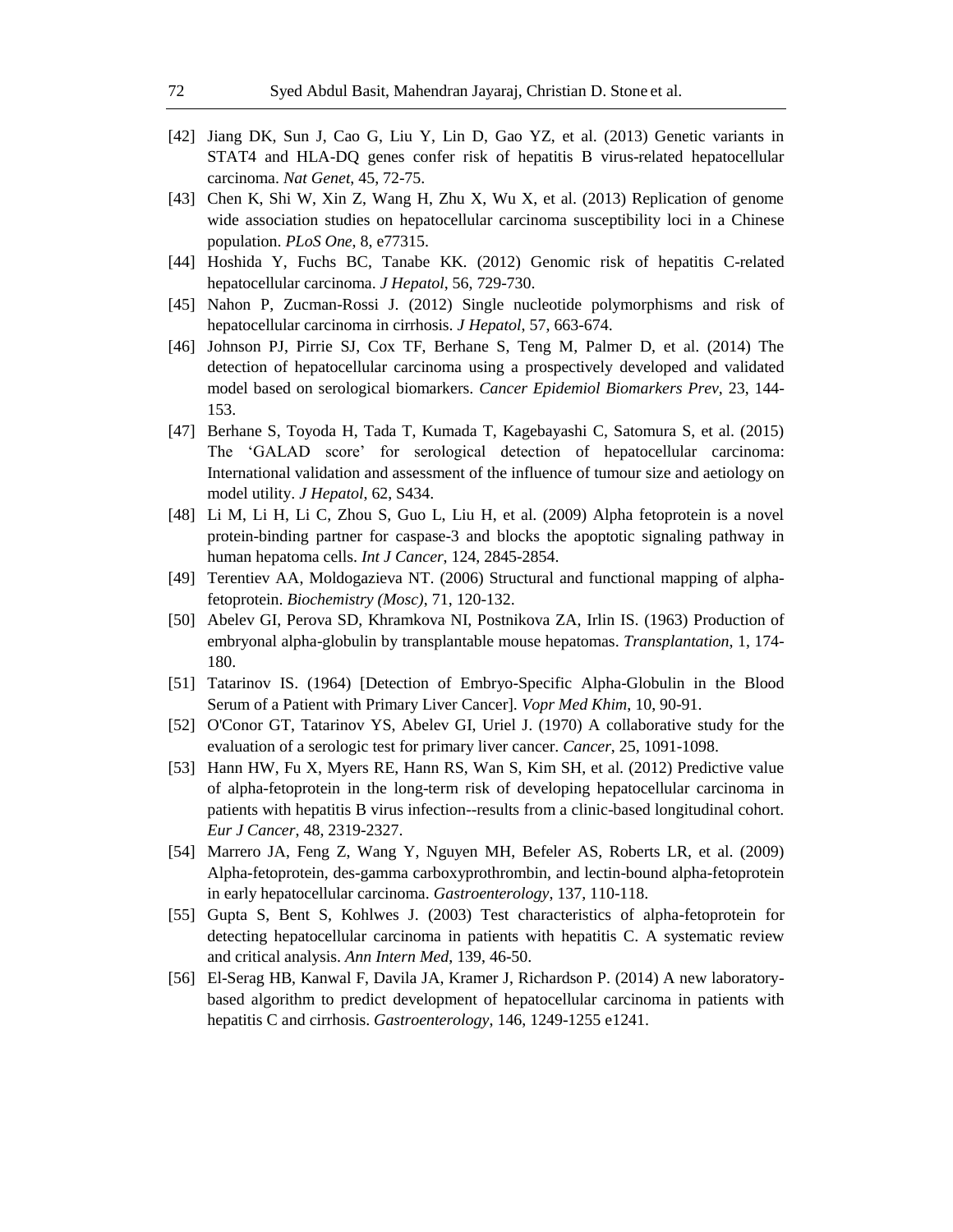[42] Jiang DK, Sun J, Cao G, Liu Y, Lin D, Gao YZ, et al. (2013) Genetic variants in STAT4 and HLA-DQ genes confer risk of hepatitis B virus-related hepatocellular carcinoma. *Nat Genet*, 45, 72-75.

[43] Chen K, Shi W, Xin Z, Wang H, Zhu X, Wu X, et al. (2013) Replication of genome wide association studies on hepatocellular carcinoma susceptibility loci in a Chinese population. *PLoS One*, 8, e77315.

[44] Hoshida Y, Fuchs BC, Tanabe KK. (2012) Genomic risk of hepatitis C-related hepatocellular carcinoma. *J Hepatol*, 56, 729-730.

[45] Nahon P, Zucman-Rossi J. (2012) Single nucleotide polymorphisms and risk of hepatocellular carcinoma in cirrhosis. *J Hepatol*, 57, 663-674.

[46] Johnson PJ, Pirrie SJ, Cox TF, Berhane S, Teng M, Palmer D, et al. (2014) The detection of hepatocellular carcinoma using a prospectively developed and validated model based on serological biomarkers. *Cancer Epidemiol Biomarkers Prev*, 23, 144-153.

[47] Berhane S, Toyoda H, Tada T, Kumada T, Kagebayashi C, Satomura S, et al. (2015) The 'GALAD score' for serological detection of hepatocellular carcinoma: International validation and assessment of the influence of tumour size and aetiology on model utility. *J Hepatol*, 62, S434.

[48] Li M, Li H, Li C, Zhou S, Guo L, Liu H, et al. (2009) Alpha fetoprotein is a novel protein-binding partner for caspase-3 and blocks the apoptotic signaling pathway in human hepatoma cells. *Int J Cancer*, 124, 2845-2854.

[49] Terentiev AA, Moldogazieva NT. (2006) Structural and functional mapping of alpha-fetoprotein. *Biochemistry (Mosc)*, 71, 120-132.

[50] Abelev GI, Perova SD, Khramkova NI, Postnikova ZA, Irlin IS. (1963) Production of embryonal alpha-globulin by transplantable mouse hepatomas. *Transplantation*, 1, 174-180.

[51] Tatarinov IS. (1964) [Detection of Embryo-Specific Alpha-Globulin in the Blood Serum of a Patient with Primary Liver Cancer]. *Vopr Med Khim*, 10, 90-91.

[52] O'Conor GT, Tatarinov YS, Abelev GI, Uriel J. (1970) A collaborative study for the evaluation of a serologic test for primary liver cancer. *Cancer*, 25, 1091-1098.

[53] Hann HW, Fu X, Myers RE, Hann RS, Wan S, Kim SH, et al. (2012) Predictive value of alpha-fetoprotein in the long-term risk of developing hepatocellular carcinoma in patients with hepatitis B virus infection--results from a clinic-based longitudinal cohort. *Eur J Cancer*, 48, 2319-2327.

[54] Marrero JA, Feng Z, Wang Y, Nguyen MH, Befeler AS, Roberts LR, et al. (2009) Alpha-fetoprotein, des-gamma carboxyprothrombin, and lectin-bound alpha-fetoprotein in early hepatocellular carcinoma. *Gastroenterology*, 137, 110-118.

[55] Gupta S, Bent S, Kohlwes J. (2003) Test characteristics of alpha-fetoprotein for detecting hepatocellular carcinoma in patients with hepatitis C. A systematic review and critical analysis. *Ann Intern Med*, 139, 46-50.

[56] El-Serag HB, Kanwal F, Davila JA, Kramer J, Richardson P. (2014) A new laboratory-based algorithm to predict development of hepatocellular carcinoma in patients with hepatitis C and cirrhosis. *Gastroenterology*, 146, 1249-1255 e1241.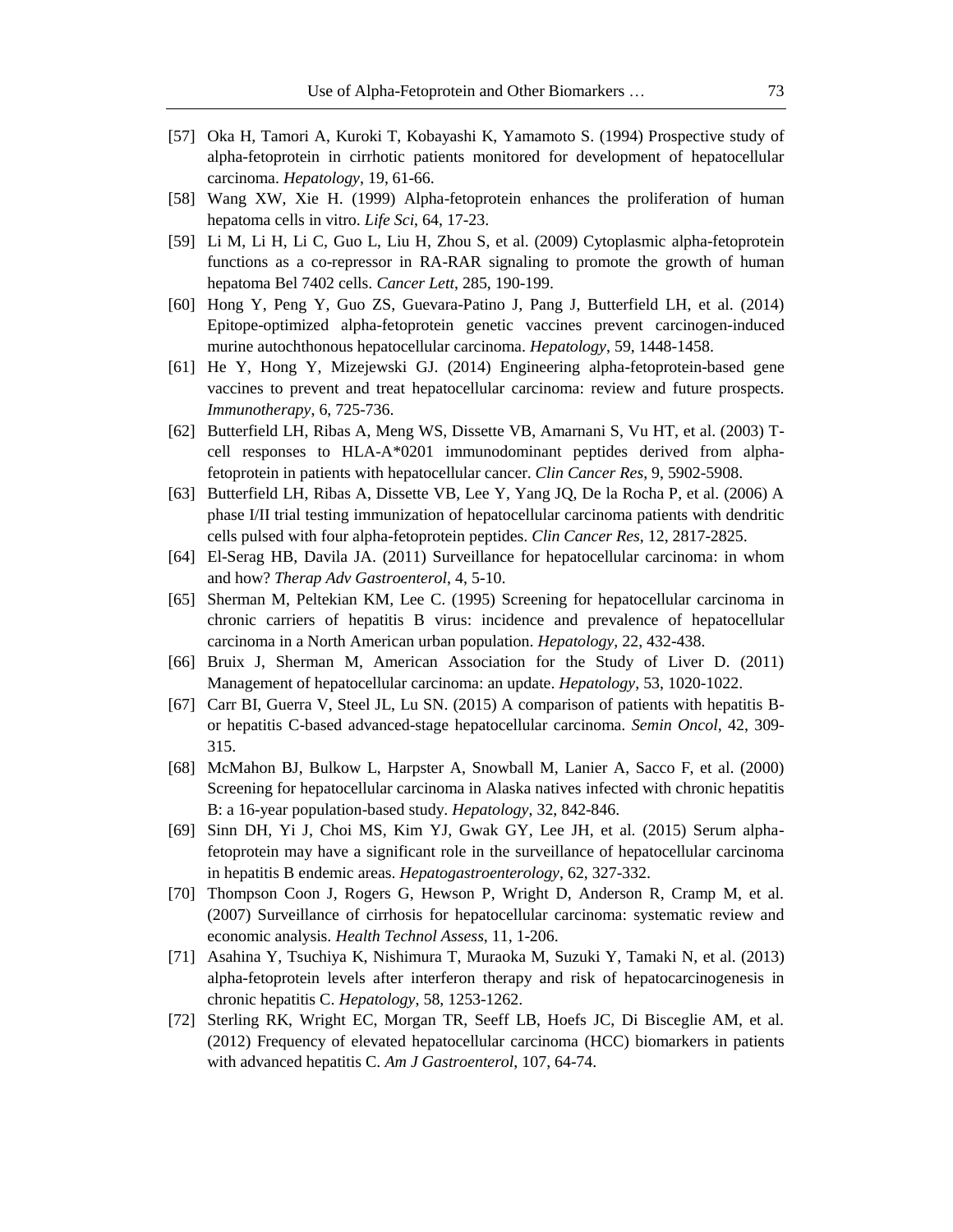[57] Oka H, Tamori A, Kuroki T, Kobayashi K, Yamamoto S. (1994) Prospective study of alpha-fetoprotein in cirrhotic patients monitored for development of hepatocellular carcinoma. *Hepatology*, 19, 61-66.

[58] Wang XW, Xie H. (1999) Alpha-fetoprotein enhances the proliferation of human hepatoma cells in vitro. *Life Sci*, 64, 17-23.

[59] Li M, Li H, Li C, Guo L, Liu H, Zhou S, et al. (2009) Cytoplasmic alpha-fetoprotein functions as a co-repressor in RA-RAR signaling to promote the growth of human hepatoma Bel 7402 cells. *Cancer Lett*, 285, 190-199.

[60] Hong Y, Peng Y, Guo ZS, Guevara-Patino J, Pang J, Butterfield LH, et al. (2014) Epitope-optimized alpha-fetoprotein genetic vaccines prevent carcinogen-induced murine autochthonous hepatocellular carcinoma. *Hepatology*, 59, 1448-1458.

[61] He Y, Hong Y, Mizejewski GJ. (2014) Engineering alpha-fetoprotein-based gene vaccines to prevent and treat hepatocellular carcinoma: review and future prospects. *Immunotherapy*, 6, 725-736.

[62] Butterfield LH, Ribas A, Meng WS, Dissette VB, Amarnani S, Vu HT, et al. (2003) T-cell responses to HLA-A*0201 immunodominant peptides derived from alpha-fetoprotein in patients with hepatocellular cancer. *Clin Cancer Res*, 9, 5902-5908.

[63] Butterfield LH, Ribas A, Dissette VB, Lee Y, Yang JQ, De la Rocha P, et al. (2006) A phase I/II trial testing immunization of hepatocellular carcinoma patients with dendritic cells pulsed with four alpha-fetoprotein peptides. *Clin Cancer Res*, 12, 2817-2825.

[64] El-Serag HB, Davila JA. (2011) Surveillance for hepatocellular carcinoma: in whom and how? *Therap Adv Gastroenterol*, 4, 5-10.

[65] Sherman M, Peltekian KM, Lee C. (1995) Screening for hepatocellular carcinoma in chronic carriers of hepatitis B virus: incidence and prevalence of hepatocellular carcinoma in a North American urban population. *Hepatology*, 22, 432-438.

[66] Bruix J, Sherman M, American Association for the Study of Liver D. (2011) Management of hepatocellular carcinoma: an update. *Hepatology*, 53, 1020-1022.

[67] Carr BI, Guerra V, Steel JL, Lu SN. (2015) A comparison of patients with hepatitis B- or hepatitis C-based advanced-stage hepatocellular carcinoma. *Semin Oncol*, 42, 309-315.

[68] McMahon BJ, Bulkow L, Harpster A, Snowball M, Lanier A, Sacco F, et al. (2000) Screening for hepatocellular carcinoma in Alaska natives infected with chronic hepatitis B: a 16-year population-based study. *Hepatology*, 32, 842-846.

[69] Sinn DH, Yi J, Choi MS, Kim YJ, Gwak GY, Lee JH, et al. (2015) Serum alpha-fetoprotein may have a significant role in the surveillance of hepatocellular carcinoma in hepatitis B endemic areas. *Hepatogastroenterology*, 62, 327-332.

[70] Thompson Coon J, Rogers G, Hewson P, Wright D, Anderson R, Cramp M, et al. (2007) Surveillance of cirrhosis for hepatocellular carcinoma: systematic review and economic analysis. *Health Technol Assess*, 11, 1-206.

[71] Asahina Y, Tsuchiya K, Nishimura T, Muraoka M, Suzuki Y, Tamaki N, et al. (2013) alpha-fetoprotein levels after interferon therapy and risk of hepatocarcinogenesis in chronic hepatitis C. *Hepatology*, 58, 1253-1262.

[72] Sterling RK, Wright EC, Morgan TR, Seeff LB, Hoefs JC, Di Bisceglie AM, et al. (2012) Frequency of elevated hepatocellular carcinoma (HCC) biomarkers in patients with advanced hepatitis C. *Am J Gastroenterol*, 107, 64-74.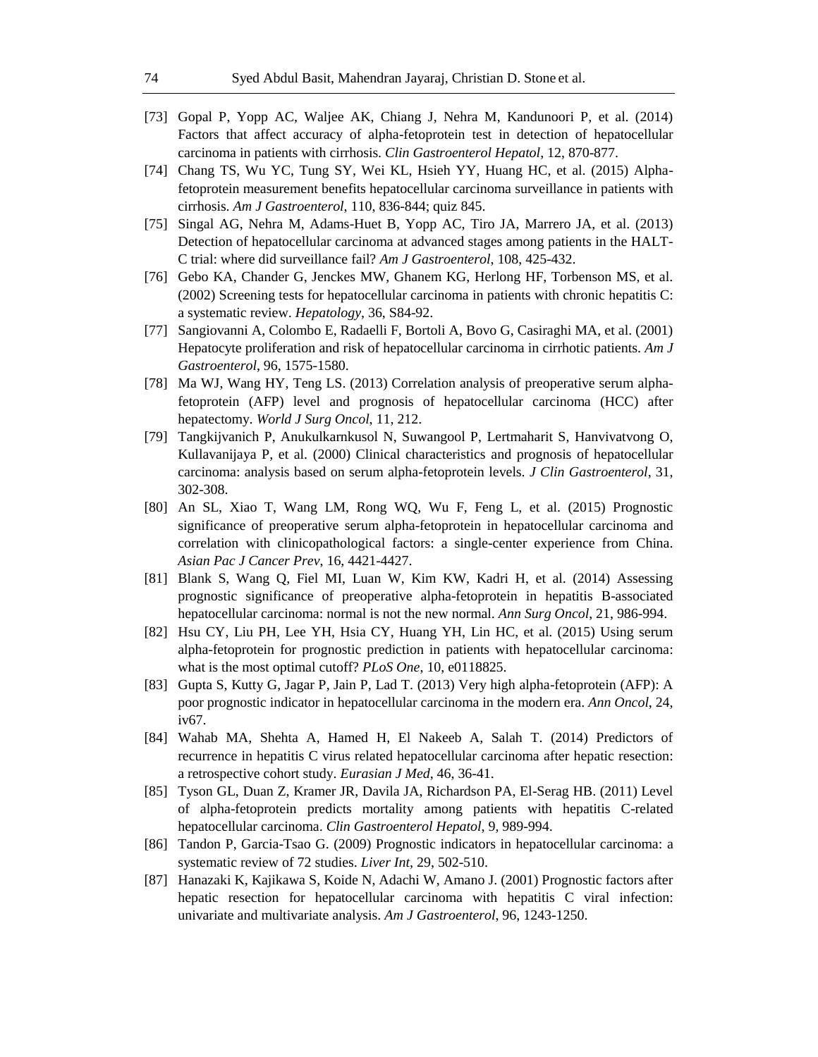[73] Gopal P, Yopp AC, Waljee AK, Chiang J, Nehra M, Kandunoori P, et al. (2014) Factors that affect accuracy of alpha-fetoprotein test in detection of hepatocellular carcinoma in patients with cirrhosis. *Clin Gastroenterol Hepatol*, 12, 870-877.

[74] Chang TS, Wu YC, Tung SY, Wei KL, Hsieh YY, Huang HC, et al. (2015) Alpha-fetoprotein measurement benefits hepatocellular carcinoma surveillance in patients with cirrhosis. *Am J Gastroenterol*, 110, 836-844; quiz 845.

[75] Singal AG, Nehra M, Adams-Huet B, Yopp AC, Tiro JA, Marrero JA, et al. (2013) Detection of hepatocellular carcinoma at advanced stages among patients in the HALT-C trial: where did surveillance fail? *Am J Gastroenterol*, 108, 425-432.

[76] Gebo KA, Chander G, Jenckes MW, Ghanem KG, Herlong HF, Torbenson MS, et al. (2002) Screening tests for hepatocellular carcinoma in patients with chronic hepatitis C: a systematic review. *Hepatology*, 36, S84-92.

[77] Sangiovanni A, Colombo E, Radaelli F, Bortoli A, Bovo G, Casiraghi MA, et al. (2001) Hepatocyte proliferation and risk of hepatocellular carcinoma in cirrhotic patients. *Am J Gastroenterol*, 96, 1575-1580.

[78] Ma WJ, Wang HY, Teng LS. (2013) Correlation analysis of preoperative serum alpha-fetoprotein (AFP) level and prognosis of hepatocellular carcinoma (HCC) after hepatectomy. *World J Surg Oncol*, 11, 212.

[79] Tangkijvanich P, Anukulkarnkusol N, Suwangool P, Lertmaharit S, Hanvivatvong O, Kullavanijaya P, et al. (2000) Clinical characteristics and prognosis of hepatocellular carcinoma: analysis based on serum alpha-fetoprotein levels. *J Clin Gastroenterol*, 31, 302-308.

[80] An SL, Xiao T, Wang LM, Rong WQ, Wu F, Feng L, et al. (2015) Prognostic significance of preoperative serum alpha-fetoprotein in hepatocellular carcinoma and correlation with clinicopathological factors: a single-center experience from China. *Asian Pac J Cancer Prev*, 16, 4421-4427.

[81] Blank S, Wang Q, Fiel MI, Luan W, Kim KW, Kadri H, et al. (2014) Assessing prognostic significance of preoperative alpha-fetoprotein in hepatitis B-associated hepatocellular carcinoma: normal is not the new normal. *Ann Surg Oncol*, 21, 986-994.

[82] Hsu CY, Liu PH, Lee YH, Hsia CY, Huang YH, Lin HC, et al. (2015) Using serum alpha-fetoprotein for prognostic prediction in patients with hepatocellular carcinoma: what is the most optimal cutoff? *PLoS One*, 10, e0118825.

[83] Gupta S, Kutty G, Jagar P, Jain P, Lad T. (2013) Very high alpha-fetoprotein (AFP): A poor prognostic indicator in hepatocellular carcinoma in the modern era. *Ann Oncol*, 24, iv67.

[84] Wahab MA, Shehta A, Hamed H, El Nakeeb A, Salah T. (2014) Predictors of recurrence in hepatitis C virus related hepatocellular carcinoma after hepatic resection: a retrospective cohort study. *Eurasian J Med*, 46, 36-41.

[85] Tyson GL, Duan Z, Kramer JR, Davila JA, Richardson PA, El-Serag HB. (2011) Level of alpha-fetoprotein predicts mortality among patients with hepatitis C-related hepatocellular carcinoma. *Clin Gastroenterol Hepatol*, 9, 989-994.

[86] Tandon P, Garcia-Tsao G. (2009) Prognostic indicators in hepatocellular carcinoma: a systematic review of 72 studies. *Liver Int*, 29, 502-510.

[87] Hanazaki K, Kajikawa S, Koide N, Adachi W, Amano J. (2001) Prognostic factors after hepatic resection for hepatocellular carcinoma with hepatitis C viral infection: univariate and multivariate analysis. *Am J Gastroenterol*, 96, 1243-1250.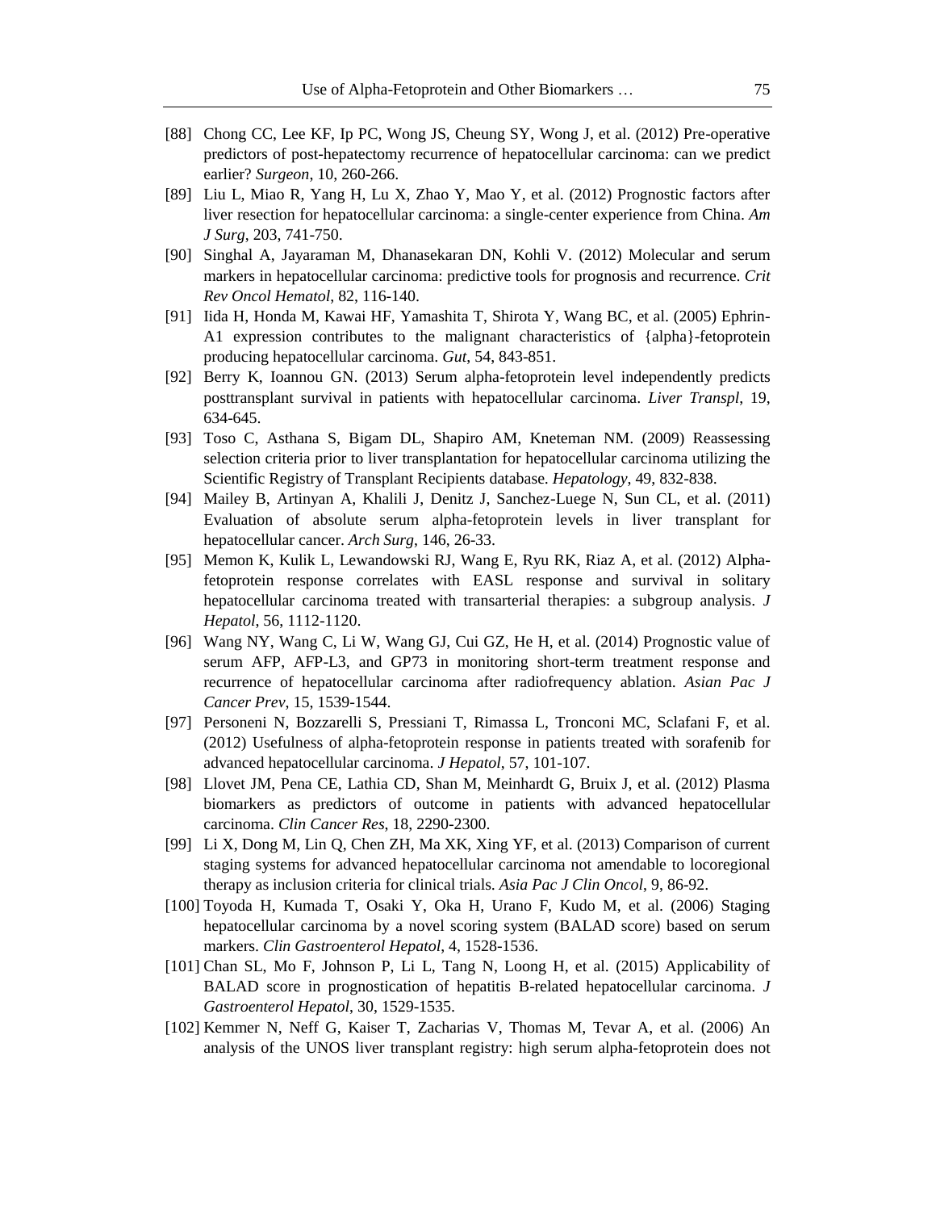[88] Chong CC, Lee KF, Ip PC, Wong JS, Cheung SY, Wong J, et al. (2012) Pre-operative predictors of post-hepatectomy recurrence of hepatocellular carcinoma: can we predict earlier? *Surgeon*, 10, 260-266.

[89] Liu L, Miao R, Yang H, Lu X, Zhao Y, Mao Y, et al. (2012) Prognostic factors after liver resection for hepatocellular carcinoma: a single-center experience from China. *Am J Surg*, 203, 741-750.

[90] Singhal A, Jayaraman M, Dhanasekaran DN, Kohli V. (2012) Molecular and serum markers in hepatocellular carcinoma: predictive tools for prognosis and recurrence. *Crit Rev Oncol Hematol*, 82, 116-140.

[91] Iida H, Honda M, Kawai HF, Yamashita T, Shirota Y, Wang BC, et al. (2005) Ephrin-A1 expression contributes to the malignant characteristics of {alpha}-fetoprotein producing hepatocellular carcinoma. *Gut*, 54, 843-851.

[92] Berry K, Ioannou GN. (2013) Serum alpha-fetoprotein level independently predicts posttransplant survival in patients with hepatocellular carcinoma. *Liver Transpl*, 19, 634-645.

[93] Toso C, Asthana S, Bigam DL, Shapiro AM, Kneteman NM. (2009) Reassessing selection criteria prior to liver transplantation for hepatocellular carcinoma utilizing the Scientific Registry of Transplant Recipients database. *Hepatology*, 49, 832-838.

[94] Mailey B, Artinyan A, Khalili J, Denitz J, Sanchez-Luege N, Sun CL, et al. (2011) Evaluation of absolute serum alpha-fetoprotein levels in liver transplant for hepatocellular cancer. *Arch Surg*, 146, 26-33.

[95] Memon K, Kulik L, Lewandowski RJ, Wang E, Ryu RK, Riaz A, et al. (2012) Alpha-fetoprotein response correlates with EASL response and survival in solitary hepatocellular carcinoma treated with transarterial therapies: a subgroup analysis. *J Hepatol*, 56, 1112-1120.

[96] Wang NY, Wang C, Li W, Wang GJ, Cui GZ, He H, et al. (2014) Prognostic value of serum AFP, AFP-L3, and GP73 in monitoring short-term treatment response and recurrence of hepatocellular carcinoma after radiofrequency ablation. *Asian Pac J Cancer Prev*, 15, 1539-1544.

[97] Personeni N, Bozzarelli S, Pressiani T, Rimassa L, Tronconi MC, Sclafani F, et al. (2012) Usefulness of alpha-fetoprotein response in patients treated with sorafenib for advanced hepatocellular carcinoma. *J Hepatol*, 57, 101-107.

[98] Llovet JM, Pena CE, Lathia CD, Shan M, Meinhardt G, Bruix J, et al. (2012) Plasma biomarkers as predictors of outcome in patients with advanced hepatocellular carcinoma. *Clin Cancer Res*, 18, 2290-2300.

[99] Li X, Dong M, Lin Q, Chen ZH, Ma XK, Xing YF, et al. (2013) Comparison of current staging systems for advanced hepatocellular carcinoma not amendable to locoregional therapy as inclusion criteria for clinical trials. *Asia Pac J Clin Oncol*, 9, 86-92.

[100] Toyoda H, Kumada T, Osaki Y, Oka H, Urano F, Kudo M, et al. (2006) Staging hepatocellular carcinoma by a novel scoring system (BALAD score) based on serum markers. *Clin Gastroenterol Hepatol*, 4, 1528-1536.

[101] Chan SL, Mo F, Johnson P, Li L, Tang N, Loong H, et al. (2015) Applicability of BALAD score in prognostication of hepatitis B-related hepatocellular carcinoma. *J Gastroenterol Hepatol*, 30, 1529-1535.

[102] Kemmer N, Neff G, Kaiser T, Zacharias V, Thomas M, Tevar A, et al. (2006) An analysis of the UNOS liver transplant registry: high serum alpha-fetoprotein does not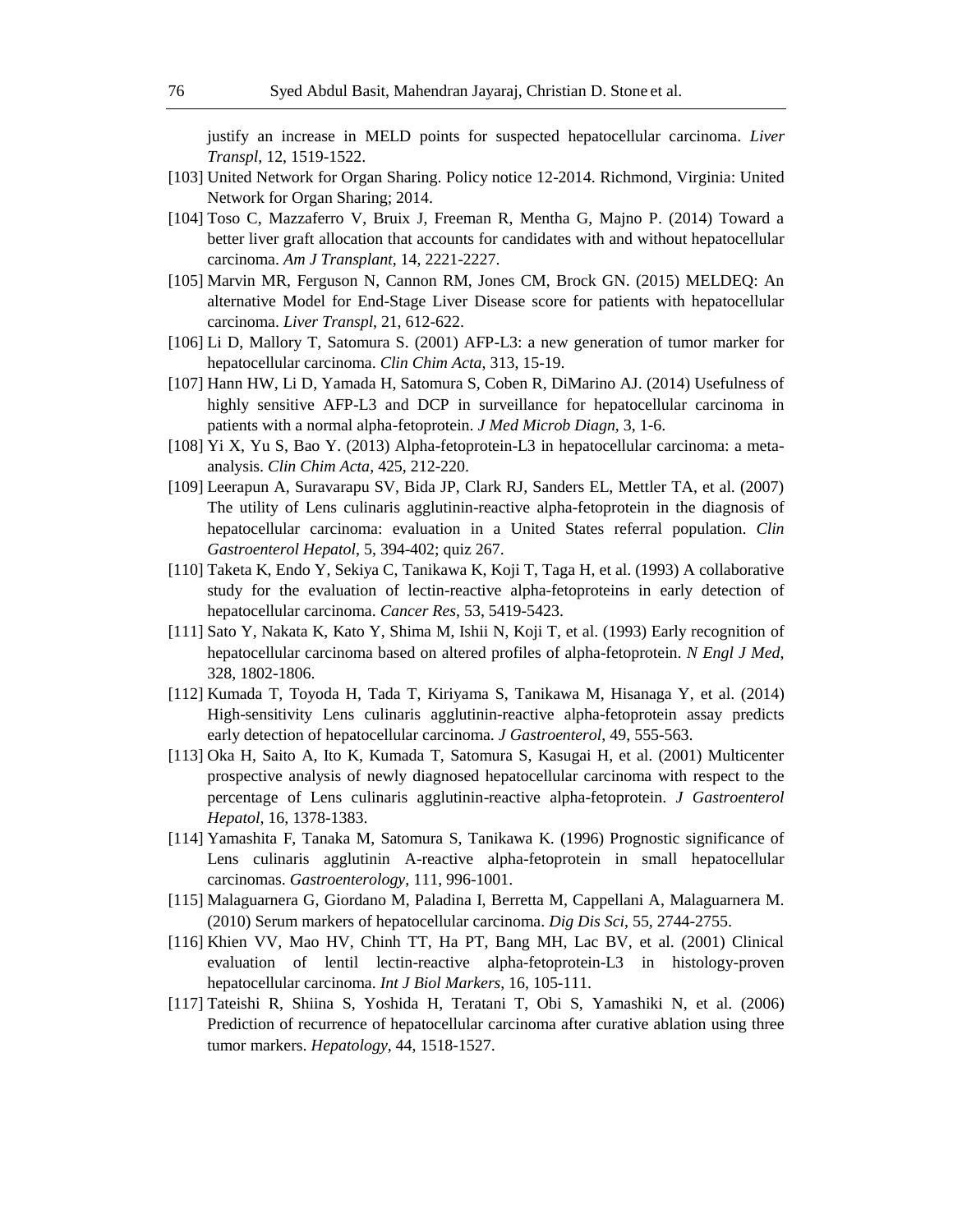justify an increase in MELD points for suspected hepatocellular carcinoma. *Liver Transpl*, 12, 1519-1522.

[103] United Network for Organ Sharing. Policy notice 12-2014. Richmond, Virginia: United Network for Organ Sharing; 2014.

[104] Toso C, Mazzaferro V, Bruix J, Freeman R, Mentha G, Majno P. (2014) Toward a better liver graft allocation that accounts for candidates with and without hepatocellular carcinoma. *Am J Transplant*, 14, 2221-2227.

[105] Marvin MR, Ferguson N, Cannon RM, Jones CM, Brock GN. (2015) MELDEQ: An alternative Model for End-Stage Liver Disease score for patients with hepatocellular carcinoma. *Liver Transpl*, 21, 612-622.

[106] Li D, Mallory T, Satomura S. (2001) AFP-L3: a new generation of tumor marker for hepatocellular carcinoma. *Clin Chim Acta*, 313, 15-19.

[107] Hann HW, Li D, Yamada H, Satomura S, Coben R, DiMarino AJ. (2014) Usefulness of highly sensitive AFP-L3 and DCP in surveillance for hepatocellular carcinoma in patients with a normal alpha-fetoprotein. *J Med Microb Diagn*, 3, 1-6.

[108] Yi X, Yu S, Bao Y. (2013) Alpha-fetoprotein-L3 in hepatocellular carcinoma: a meta-analysis. *Clin Chim Acta*, 425, 212-220.

[109] Leerapun A, Suravarapu SV, Bida JP, Clark RJ, Sanders EL, Mettler TA, et al. (2007) The utility of Lens culinaris agglutinin-reactive alpha-fetoprotein in the diagnosis of hepatocellular carcinoma: evaluation in a United States referral population. *Clin Gastroenterol Hepatol*, 5, 394-402; quiz 267.

[110] Taketa K, Endo Y, Sekiya C, Tanikawa K, Koji T, Taga H, et al. (1993) A collaborative study for the evaluation of lectin-reactive alpha-fetoproteins in early detection of hepatocellular carcinoma. *Cancer Res*, 53, 5419-5423.

[111] Sato Y, Nakata K, Kato Y, Shima M, Ishii N, Koji T, et al. (1993) Early recognition of hepatocellular carcinoma based on altered profiles of alpha-fetoprotein. *N Engl J Med*, 328, 1802-1806.

[112] Kumada T, Toyoda H, Tada T, Kiriyama S, Tanikawa M, Hisanaga Y, et al. (2014) High-sensitivity Lens culinaris agglutinin-reactive alpha-fetoprotein assay predicts early detection of hepatocellular carcinoma. *J Gastroenterol*, 49, 555-563.

[113] Oka H, Saito A, Ito K, Kumada T, Satomura S, Kasugai H, et al. (2001) Multicenter prospective analysis of newly diagnosed hepatocellular carcinoma with respect to the percentage of Lens culinaris agglutinin-reactive alpha-fetoprotein. *J Gastroenterol Hepatol*, 16, 1378-1383.

[114] Yamashita F, Tanaka M, Satomura S, Tanikawa K. (1996) Prognostic significance of Lens culinaris agglutinin A-reactive alpha-fetoprotein in small hepatocellular carcinomas. *Gastroenterology*, 111, 996-1001.

[115] Malaguarnera G, Giordano M, Paladina I, Berretta M, Cappellani A, Malaguarnera M. (2010) Serum markers of hepatocellular carcinoma. *Dig Dis Sci*, 55, 2744-2755.

[116] Khien VV, Mao HV, Chinh TT, Ha PT, Bang MH, Lac BV, et al. (2001) Clinical evaluation of lentil lectin-reactive alpha-fetoprotein-L3 in histology-proven hepatocellular carcinoma. *Int J Biol Markers*, 16, 105-111.

[117] Tateishi R, Shiina S, Yoshida H, Teratani T, Obi S, Yamashiki N, et al. (2006) Prediction of recurrence of hepatocellular carcinoma after curative ablation using three tumor markers. *Hepatology*, 44, 1518-1527.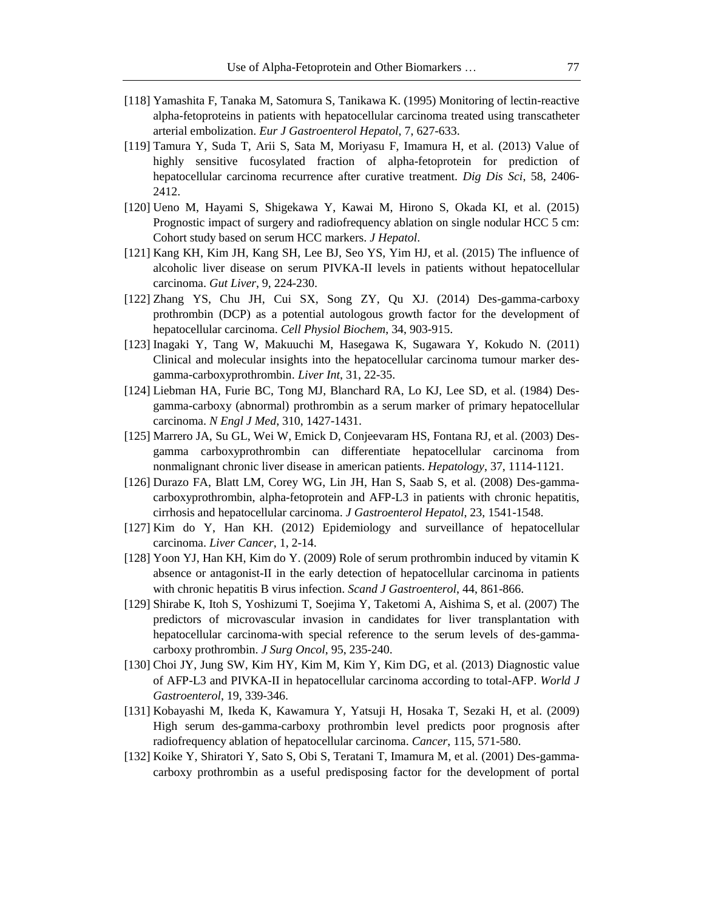[118] Yamashita F, Tanaka M, Satomura S, Tanikawa K. (1995) Monitoring of lectin-reactive alpha-fetoproteins in patients with hepatocellular carcinoma treated using transcatheter arterial embolization. *Eur J Gastroenterol Hepatol*, 7, 627-633.

[119] Tamura Y, Suda T, Arii S, Sata M, Moriyasu F, Imamura H, et al. (2013) Value of highly sensitive fucosylated fraction of alpha-fetoprotein for prediction of hepatocellular carcinoma recurrence after curative treatment. *Dig Dis Sci*, 58, 2406-2412.

[120] Ueno M, Hayami S, Shigekawa Y, Kawai M, Hirono S, Okada KI, et al. (2015) Prognostic impact of surgery and radiofrequency ablation on single nodular HCC 5 cm: Cohort study based on serum HCC markers. *J Hepatol*.

[121] Kang KH, Kim JH, Kang SH, Lee BJ, Seo YS, Yim HJ, et al. (2015) The influence of alcoholic liver disease on serum PIVKA-II levels in patients without hepatocellular carcinoma. *Gut Liver*, 9, 224-230.

[122] Zhang YS, Chu JH, Cui SX, Song ZY, Qu XJ. (2014) Des-gamma-carboxy prothrombin (DCP) as a potential autologous growth factor for the development of hepatocellular carcinoma. *Cell Physiol Biochem*, 34, 903-915.

[123] Inagaki Y, Tang W, Makuuchi M, Hasegawa K, Sugawara Y, Kokudo N. (2011) Clinical and molecular insights into the hepatocellular carcinoma tumour marker des-gamma-carboxyprothrombin. *Liver Int*, 31, 22-35.

[124] Liebman HA, Furie BC, Tong MJ, Blanchard RA, Lo KJ, Lee SD, et al. (1984) Des-gamma-carboxy (abnormal) prothrombin as a serum marker of primary hepatocellular carcinoma. *N Engl J Med*, 310, 1427-1431.

[125] Marrero JA, Su GL, Wei W, Emick D, Conjeevaram HS, Fontana RJ, et al. (2003) Des-gamma carboxyprothrombin can differentiate hepatocellular carcinoma from nonmalignant chronic liver disease in american patients. *Hepatology*, 37, 1114-1121.

[126] Durazo FA, Blatt LM, Corey WG, Lin JH, Han S, Saab S, et al. (2008) Des-gamma-carboxyprothrombin, alpha-fetoprotein and AFP-L3 in patients with chronic hepatitis, cirrhosis and hepatocellular carcinoma. *J Gastroenterol Hepatol*, 23, 1541-1548.

[127] Kim do Y, Han KH. (2012) Epidemiology and surveillance of hepatocellular carcinoma. *Liver Cancer*, 1, 2-14.

[128] Yoon YJ, Han KH, Kim do Y. (2009) Role of serum prothrombin induced by vitamin K absence or antagonist-II in the early detection of hepatocellular carcinoma in patients with chronic hepatitis B virus infection. *Scand J Gastroenterol*, 44, 861-866.

[129] Shirabe K, Itoh S, Yoshizumi T, Soejima Y, Taketomi A, Aishima S, et al. (2007) The predictors of microvascular invasion in candidates for liver transplantation with hepatocellular carcinoma-with special reference to the serum levels of des-gamma-carboxy prothrombin. *J Surg Oncol*, 95, 235-240.

[130] Choi JY, Jung SW, Kim HY, Kim M, Kim Y, Kim DG, et al. (2013) Diagnostic value of AFP-L3 and PIVKA-II in hepatocellular carcinoma according to total-AFP. *World J Gastroenterol*, 19, 339-346.

[131] Kobayashi M, Ikeda K, Kawamura Y, Yatsuji H, Hosaka T, Sezaki H, et al. (2009) High serum des-gamma-carboxy prothrombin level predicts poor prognosis after radiofrequency ablation of hepatocellular carcinoma. *Cancer*, 115, 571-580.

[132] Koike Y, Shiratori Y, Sato S, Obi S, Teratani T, Imamura M, et al. (2001) Des-gamma-carboxy prothrombin as a useful predisposing factor for the development of portal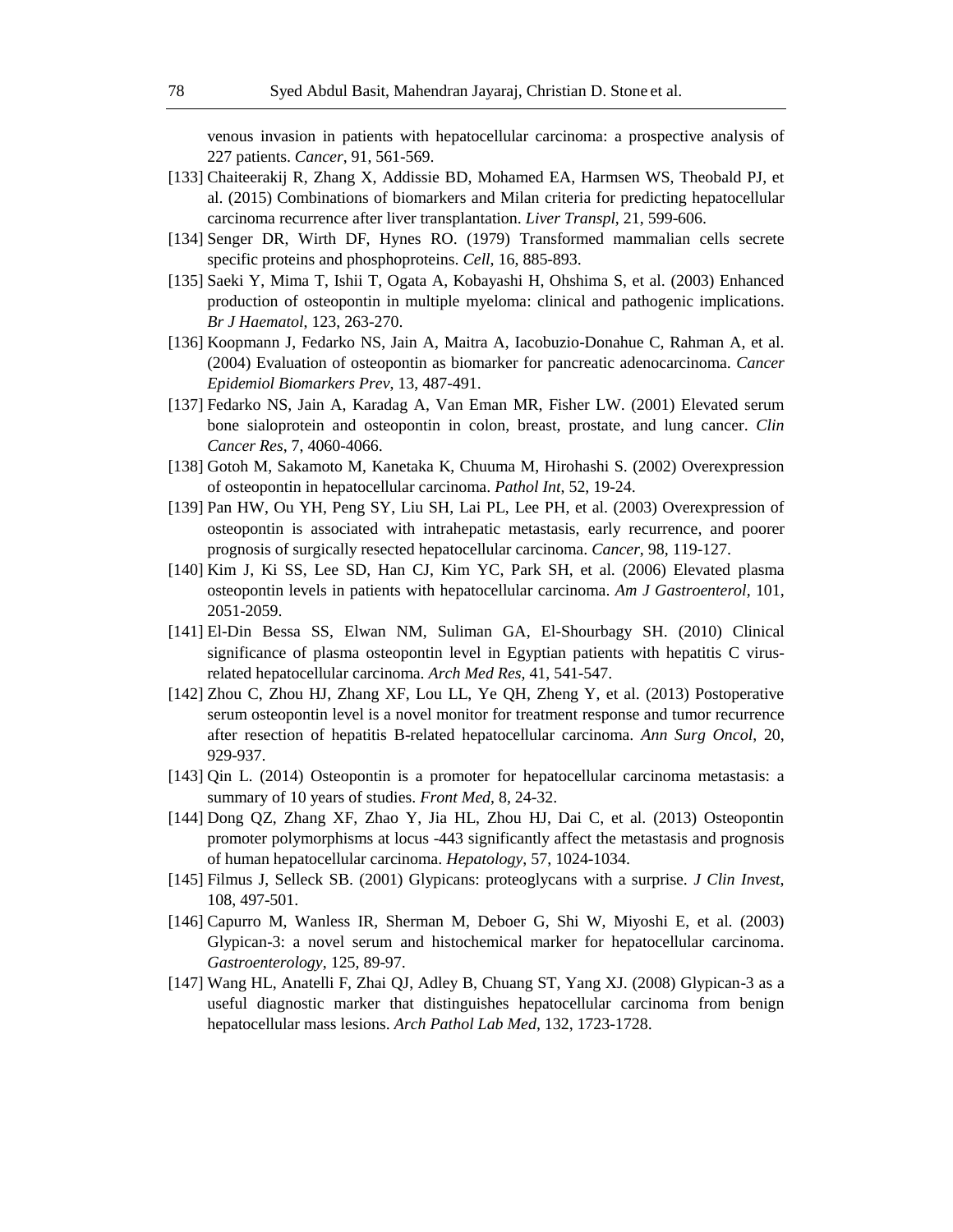venous invasion in patients with hepatocellular carcinoma: a prospective analysis of 227 patients. *Cancer*, 91, 561-569.

[133] Chaiteerakij R, Zhang X, Addissie BD, Mohamed EA, Harmsen WS, Theobald PJ, et al. (2015) Combinations of biomarkers and Milan criteria for predicting hepatocellular carcinoma recurrence after liver transplantation. *Liver Transpl*, 21, 599-606.

[134] Senger DR, Wirth DF, Hynes RO. (1979) Transformed mammalian cells secrete specific proteins and phosphoproteins. *Cell*, 16, 885-893.

[135] Saeki Y, Mima T, Ishii T, Ogata A, Kobayashi H, Ohshima S, et al. (2003) Enhanced production of osteopontin in multiple myeloma: clinical and pathogenic implications. *Br J Haematol*, 123, 263-270.

[136] Koopmann J, Fedarko NS, Jain A, Maitra A, Iacobuzio-Donahue C, Rahman A, et al. (2004) Evaluation of osteopontin as biomarker for pancreatic adenocarcinoma. *Cancer Epidemiol Biomarkers Prev*, 13, 487-491.

[137] Fedarko NS, Jain A, Karadag A, Van Eman MR, Fisher LW. (2001) Elevated serum bone sialoprotein and osteopontin in colon, breast, prostate, and lung cancer. *Clin Cancer Res*, 7, 4060-4066.

[138] Gotoh M, Sakamoto M, Kanetaka K, Chuuma M, Hirohashi S. (2002) Overexpression of osteopontin in hepatocellular carcinoma. *Pathol Int*, 52, 19-24.

[139] Pan HW, Ou YH, Peng SY, Liu SH, Lai PL, Lee PH, et al. (2003) Overexpression of osteopontin is associated with intrahepatic metastasis, early recurrence, and poorer prognosis of surgically resected hepatocellular carcinoma. *Cancer*, 98, 119-127.

[140] Kim J, Ki SS, Lee SD, Han CJ, Kim YC, Park SH, et al. (2006) Elevated plasma osteopontin levels in patients with hepatocellular carcinoma. *Am J Gastroenterol*, 101, 2051-2059.

[141] El-Din Bessa SS, Elwan NM, Suliman GA, El-Shourbagy SH. (2010) Clinical significance of plasma osteopontin level in Egyptian patients with hepatitis C virus-related hepatocellular carcinoma. *Arch Med Res*, 41, 541-547.

[142] Zhou C, Zhou HJ, Zhang XF, Lou LL, Ye QH, Zheng Y, et al. (2013) Postoperative serum osteopontin level is a novel monitor for treatment response and tumor recurrence after resection of hepatitis B-related hepatocellular carcinoma. *Ann Surg Oncol*, 20, 929-937.

[143] Qin L. (2014) Osteopontin is a promoter for hepatocellular carcinoma metastasis: a summary of 10 years of studies. *Front Med*, 8, 24-32.

[144] Dong QZ, Zhang XF, Zhao Y, Jia HL, Zhou HJ, Dai C, et al. (2013) Osteopontin promoter polymorphisms at locus -443 significantly affect the metastasis and prognosis of human hepatocellular carcinoma. *Hepatology*, 57, 1024-1034.

[145] Filmus J, Selleck SB. (2001) Glypicans: proteoglycans with a surprise. *J Clin Invest*, 108, 497-501.

[146] Capurro M, Wanless IR, Sherman M, Deboer G, Shi W, Miyoshi E, et al. (2003) Glypican-3: a novel serum and histochemical marker for hepatocellular carcinoma. *Gastroenterology*, 125, 89-97.

[147] Wang HL, Anatelli F, Zhai QJ, Adley B, Chuang ST, Yang XJ. (2008) Glypican-3 as a useful diagnostic marker that distinguishes hepatocellular carcinoma from benign hepatocellular mass lesions. *Arch Pathol Lab Med*, 132, 1723-1728.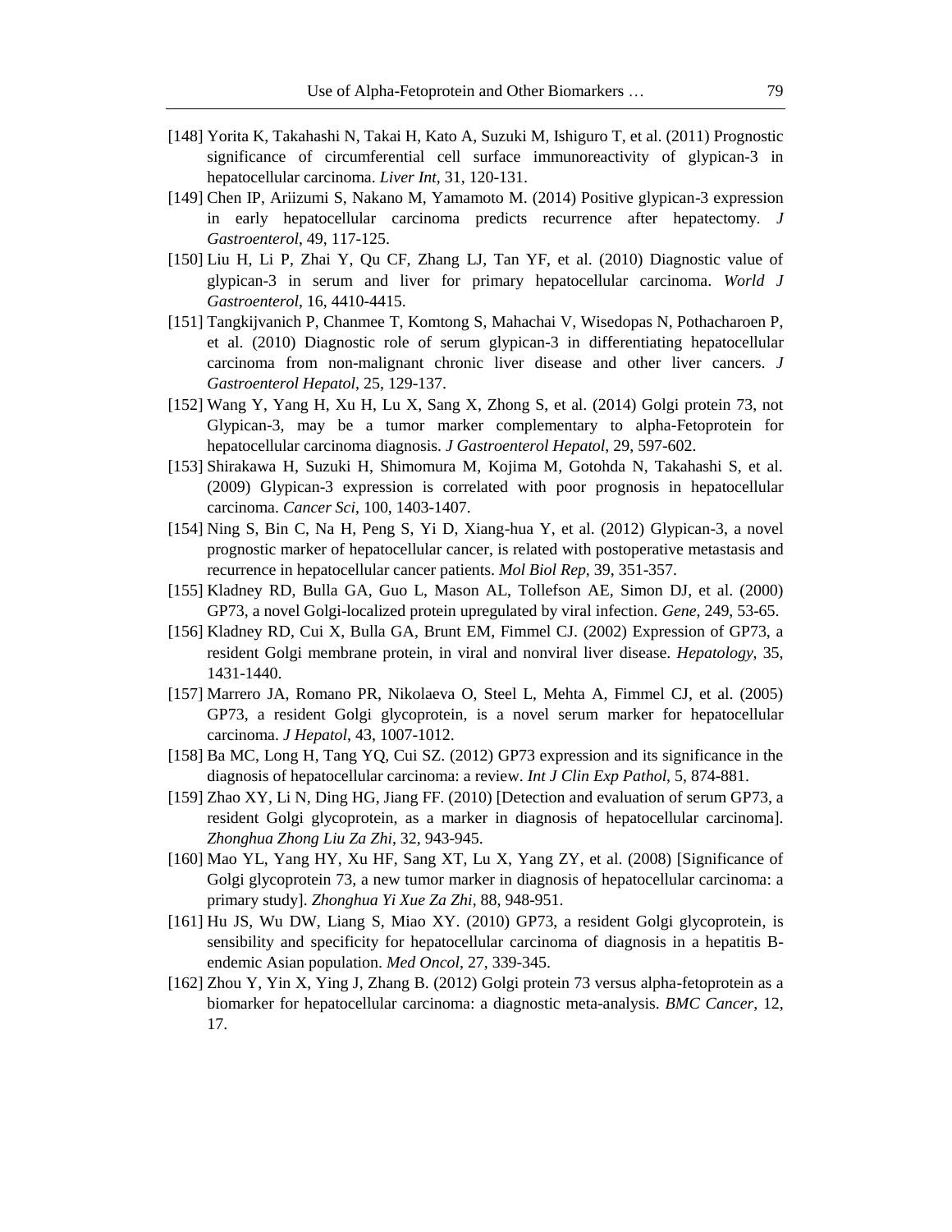[148] Yorita K, Takahashi N, Takai H, Kato A, Suzuki M, Ishiguro T, et al. (2011) Prognostic significance of circumferential cell surface immunoreactivity of glypican-3 in hepatocellular carcinoma. *Liver Int*, 31, 120-131.

[149] Chen IP, Ariizumi S, Nakano M, Yamamoto M. (2014) Positive glypican-3 expression in early hepatocellular carcinoma predicts recurrence after hepatectomy. *J Gastroenterol*, 49, 117-125.

[150] Liu H, Li P, Zhai Y, Qu CF, Zhang LJ, Tan YF, et al. (2010) Diagnostic value of glypican-3 in serum and liver for primary hepatocellular carcinoma. *World J Gastroenterol*, 16, 4410-4415.

[151] Tangkijvanich P, Chanmee T, Komtong S, Mahachai V, Wisedopas N, Pothacharoen P, et al. (2010) Diagnostic role of serum glypican-3 in differentiating hepatocellular carcinoma from non-malignant chronic liver disease and other liver cancers. *J Gastroenterol Hepatol*, 25, 129-137.

[152] Wang Y, Yang H, Xu H, Lu X, Sang X, Zhong S, et al. (2014) Golgi protein 73, not Glypican-3, may be a tumor marker complementary to alpha-Fetoprotein for hepatocellular carcinoma diagnosis. *J Gastroenterol Hepatol*, 29, 597-602.

[153] Shirakawa H, Suzuki H, Shimomura M, Kojima M, Gotohda N, Takahashi S, et al. (2009) Glypican-3 expression is correlated with poor prognosis in hepatocellular carcinoma. *Cancer Sci*, 100, 1403-1407.

[154] Ning S, Bin C, Na H, Peng S, Yi D, Xiang-hua Y, et al. (2012) Glypican-3, a novel prognostic marker of hepatocellular cancer, is related with postoperative metastasis and recurrence in hepatocellular cancer patients. *Mol Biol Rep*, 39, 351-357.

[155] Kladney RD, Bulla GA, Guo L, Mason AL, Tollefson AE, Simon DJ, et al. (2000) GP73, a novel Golgi-localized protein upregulated by viral infection. *Gene*, 249, 53-65.

[156] Kladney RD, Cui X, Bulla GA, Brunt EM, Fimmel CJ. (2002) Expression of GP73, a resident Golgi membrane protein, in viral and nonviral liver disease. *Hepatology*, 35, 1431-1440.

[157] Marrero JA, Romano PR, Nikolaeva O, Steel L, Mehta A, Fimmel CJ, et al. (2005) GP73, a resident Golgi glycoprotein, is a novel serum marker for hepatocellular carcinoma. *J Hepatol*, 43, 1007-1012.

[158] Ba MC, Long H, Tang YQ, Cui SZ. (2012) GP73 expression and its significance in the diagnosis of hepatocellular carcinoma: a review. *Int J Clin Exp Pathol*, 5, 874-881.

[159] Zhao XY, Li N, Ding HG, Jiang FF. (2010) [Detection and evaluation of serum GP73, a resident Golgi glycoprotein, as a marker in diagnosis of hepatocellular carcinoma]. *Zhonghua Zhong Liu Za Zhi*, 32, 943-945.

[160] Mao YL, Yang HY, Xu HF, Sang XT, Lu X, Yang ZY, et al. (2008) [Significance of Golgi glycoprotein 73, a new tumor marker in diagnosis of hepatocellular carcinoma: a primary study]. *Zhonghua Yi Xue Za Zhi*, 88, 948-951.

[161] Hu JS, Wu DW, Liang S, Miao XY. (2010) GP73, a resident Golgi glycoprotein, is sensibility and specificity for hepatocellular carcinoma of diagnosis in a hepatitis B-endemic Asian population. *Med Oncol*, 27, 339-345.

[162] Zhou Y, Yin X, Ying J, Zhang B. (2012) Golgi protein 73 versus alpha-fetoprotein as a biomarker for hepatocellular carcinoma: a diagnostic meta-analysis. *BMC Cancer*, 12, 17.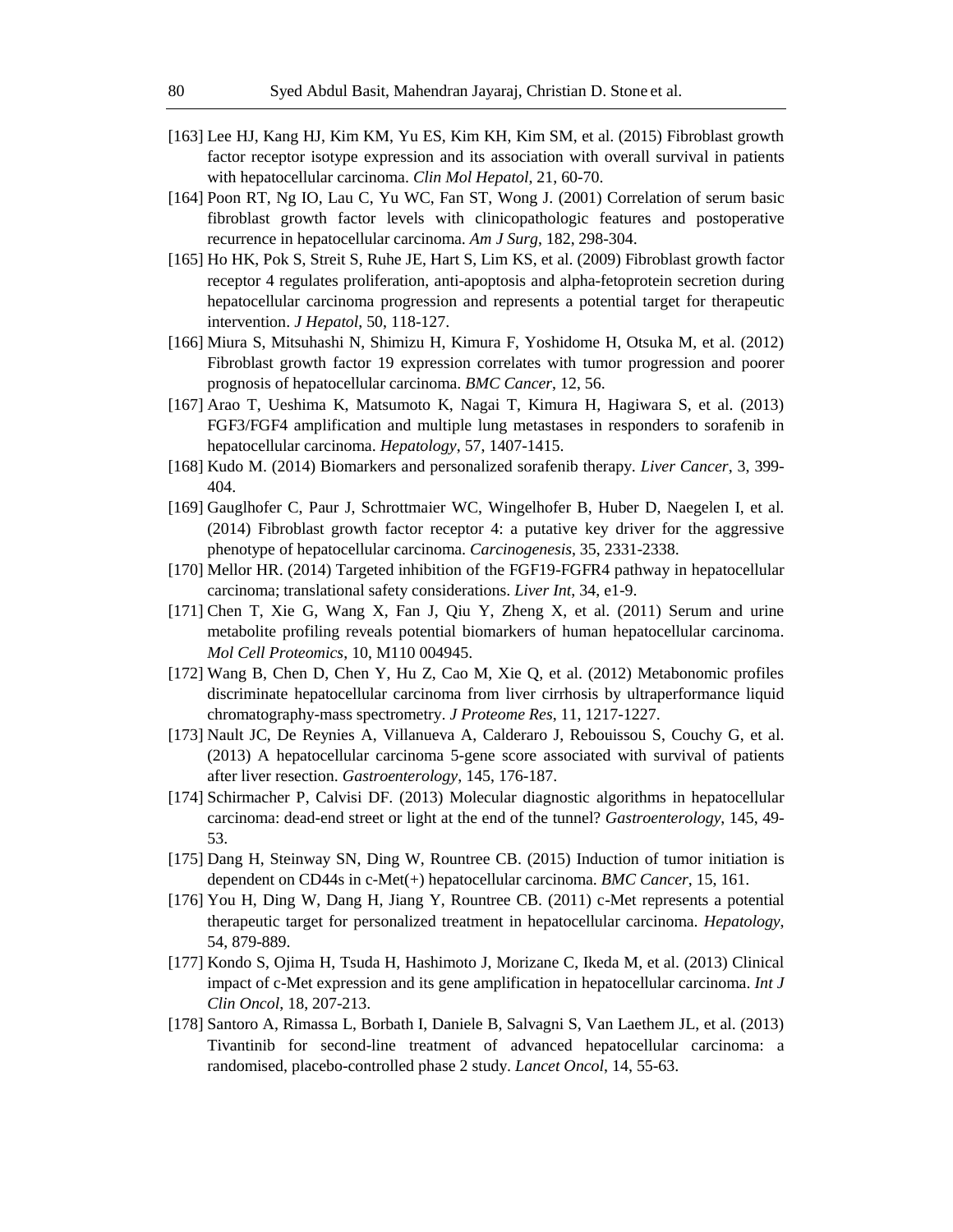[163] Lee HJ, Kang HJ, Kim KM, Yu ES, Kim KH, Kim SM, et al. (2015) Fibroblast growth factor receptor isotype expression and its association with overall survival in patients with hepatocellular carcinoma. *Clin Mol Hepatol*, 21, 60-70.

[164] Poon RT, Ng IO, Lau C, Yu WC, Fan ST, Wong J. (2001) Correlation of serum basic fibroblast growth factor levels with clinicopathologic features and postoperative recurrence in hepatocellular carcinoma. *Am J Surg*, 182, 298-304.

[165] Ho HK, Pok S, Streit S, Ruhe JE, Hart S, Lim KS, et al. (2009) Fibroblast growth factor receptor 4 regulates proliferation, anti-apoptosis and alpha-fetoprotein secretion during hepatocellular carcinoma progression and represents a potential target for therapeutic intervention. *J Hepatol*, 50, 118-127.

[166] Miura S, Mitsuhashi N, Shimizu H, Kimura F, Yoshidome H, Otsuka M, et al. (2012) Fibroblast growth factor 19 expression correlates with tumor progression and poorer prognosis of hepatocellular carcinoma. *BMC Cancer*, 12, 56.

[167] Arao T, Ueshima K, Matsumoto K, Nagai T, Kimura H, Hagiwara S, et al. (2013) FGF3/FGF4 amplification and multiple lung metastases in responders to sorafenib in hepatocellular carcinoma. *Hepatology*, 57, 1407-1415.

[168] Kudo M. (2014) Biomarkers and personalized sorafenib therapy. *Liver Cancer*, 3, 399-404.

[169] Gauglhofer C, Paur J, Schrottmaier WC, Wingelhofer B, Huber D, Naegelen I, et al. (2014) Fibroblast growth factor receptor 4: a putative key driver for the aggressive phenotype of hepatocellular carcinoma. *Carcinogenesis*, 35, 2331-2338.

[170] Mellor HR. (2014) Targeted inhibition of the FGF19-FGFR4 pathway in hepatocellular carcinoma; translational safety considerations. *Liver Int*, 34, e1-9.

[171] Chen T, Xie G, Wang X, Fan J, Qiu Y, Zheng X, et al. (2011) Serum and urine metabolite profiling reveals potential biomarkers of human hepatocellular carcinoma. *Mol Cell Proteomics*, 10, M110 004945.

[172] Wang B, Chen D, Chen Y, Hu Z, Cao M, Xie Q, et al. (2012) Metabonomic profiles discriminate hepatocellular carcinoma from liver cirrhosis by ultraperformance liquid chromatography-mass spectrometry. *J Proteome Res*, 11, 1217-1227.

[173] Nault JC, De Reynies A, Villanueva A, Calderaro J, Rebouissou S, Couchy G, et al. (2013) A hepatocellular carcinoma 5-gene score associated with survival of patients after liver resection. *Gastroenterology*, 145, 176-187.

[174] Schirmacher P, Calvisi DF. (2013) Molecular diagnostic algorithms in hepatocellular carcinoma: dead-end street or light at the end of the tunnel? *Gastroenterology*, 145, 49-53.

[175] Dang H, Steinway SN, Ding W, Rountree CB. (2015) Induction of tumor initiation is dependent on CD44s in c-Met(+) hepatocellular carcinoma. *BMC Cancer*, 15, 161.

[176] You H, Ding W, Dang H, Jiang Y, Rountree CB. (2011) c-Met represents a potential therapeutic target for personalized treatment in hepatocellular carcinoma. *Hepatology*, 54, 879-889.

[177] Kondo S, Ojima H, Tsuda H, Hashimoto J, Morizane C, Ikeda M, et al. (2013) Clinical impact of c-Met expression and its gene amplification in hepatocellular carcinoma. *Int J Clin Oncol*, 18, 207-213.

[178] Santoro A, Rimassa L, Borbath I, Daniele B, Salvagni S, Van Laethem JL, et al. (2013) Tivantinib for second-line treatment of advanced hepatocellular carcinoma: a randomised, placebo-controlled phase 2 study. *Lancet Oncol*, 14, 55-63.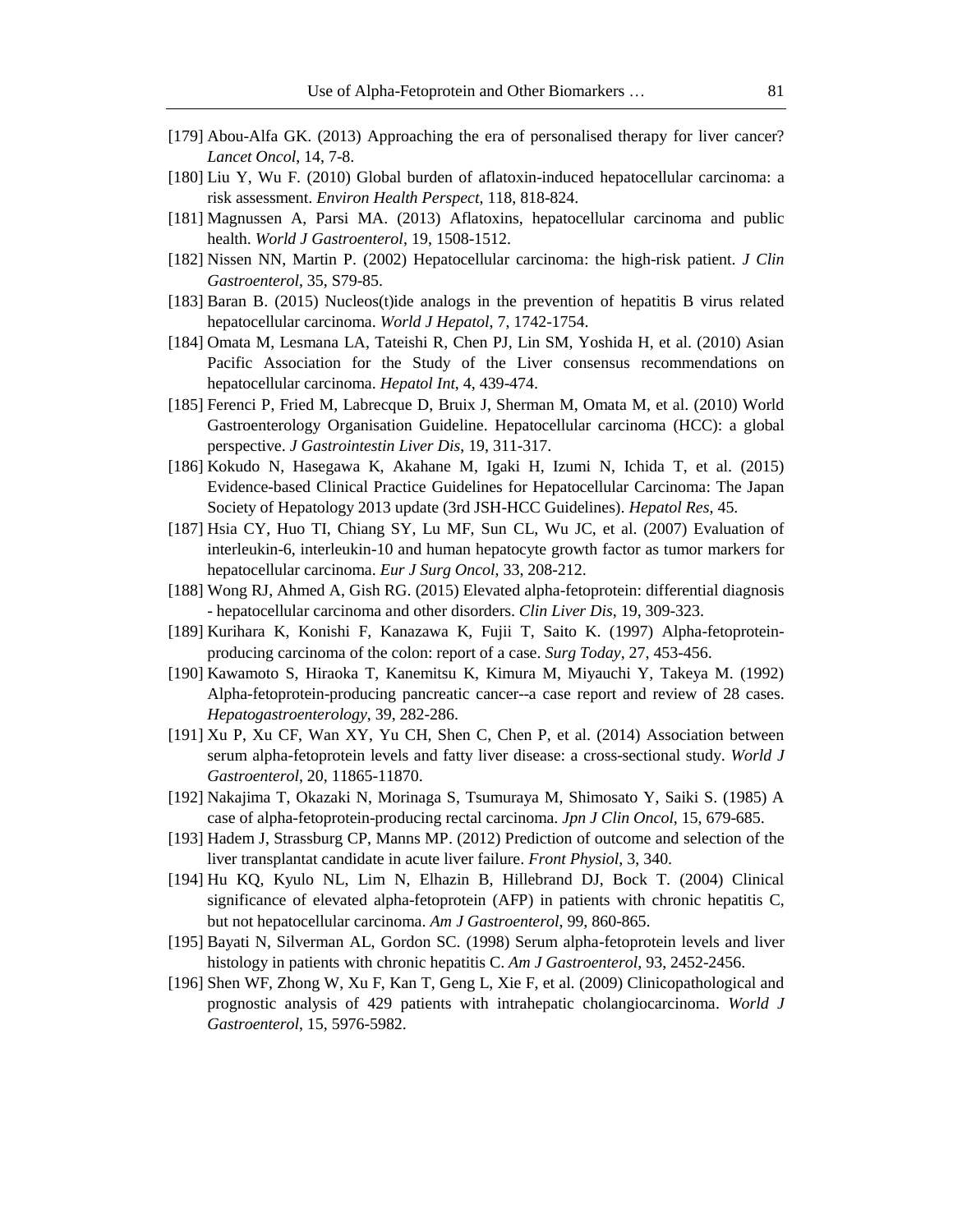[179] Abou-Alfa GK. (2013) Approaching the era of personalised therapy for liver cancer? *Lancet Oncol*, 14, 7-8.

[180] Liu Y, Wu F. (2010) Global burden of aflatoxin-induced hepatocellular carcinoma: a risk assessment. *Environ Health Perspect*, 118, 818-824.

[181] Magnussen A, Parsi MA. (2013) Aflatoxins, hepatocellular carcinoma and public health. *World J Gastroenterol*, 19, 1508-1512.

[182] Nissen NN, Martin P. (2002) Hepatocellular carcinoma: the high-risk patient. *J Clin Gastroenterol*, 35, S79-85.

[183] Baran B. (2015) Nucleos(t)ide analogs in the prevention of hepatitis B virus related hepatocellular carcinoma. *World J Hepatol*, 7, 1742-1754.

[184] Omata M, Lesmana LA, Tateishi R, Chen PJ, Lin SM, Yoshida H, et al. (2010) Asian Pacific Association for the Study of the Liver consensus recommendations on hepatocellular carcinoma. *Hepatol Int*, 4, 439-474.

[185] Ferenci P, Fried M, Labrecque D, Bruix J, Sherman M, Omata M, et al. (2010) World Gastroenterology Organisation Guideline. Hepatocellular carcinoma (HCC): a global perspective. *J Gastrointestin Liver Dis*, 19, 311-317.

[186] Kokudo N, Hasegawa K, Akahane M, Igaki H, Izumi N, Ichida T, et al. (2015) Evidence-based Clinical Practice Guidelines for Hepatocellular Carcinoma: The Japan Society of Hepatology 2013 update (3rd JSH-HCC Guidelines). *Hepatol Res*, 45.

[187] Hsia CY, Huo TI, Chiang SY, Lu MF, Sun CL, Wu JC, et al. (2007) Evaluation of interleukin-6, interleukin-10 and human hepatocyte growth factor as tumor markers for hepatocellular carcinoma. *Eur J Surg Oncol*, 33, 208-212.

[188] Wong RJ, Ahmed A, Gish RG. (2015) Elevated alpha-fetoprotein: differential diagnosis - hepatocellular carcinoma and other disorders. *Clin Liver Dis*, 19, 309-323.

[189] Kurihara K, Konishi F, Kanazawa K, Fujii T, Saito K. (1997) Alpha-fetoprotein-producing carcinoma of the colon: report of a case. *Surg Today*, 27, 453-456.

[190] Kawamoto S, Hiraoka T, Kanemitsu K, Kimura M, Miyauchi Y, Takeya M. (1992) Alpha-fetoprotein-producing pancreatic cancer--a case report and review of 28 cases. *Hepatogastroenterology*, 39, 282-286.

[191] Xu P, Xu CF, Wan XY, Yu CH, Shen C, Chen P, et al. (2014) Association between serum alpha-fetoprotein levels and fatty liver disease: a cross-sectional study. *World J Gastroenterol*, 20, 11865-11870.

[192] Nakajima T, Okazaki N, Morinaga S, Tsumuraya M, Shimosato Y, Saiki S. (1985) A case of alpha-fetoprotein-producing rectal carcinoma. *Jpn J Clin Oncol*, 15, 679-685.

[193] Hadem J, Strassburg CP, Manns MP. (2012) Prediction of outcome and selection of the liver transplantat candidate in acute liver failure. *Front Physiol*, 3, 340.

[194] Hu KQ, Kyulo NL, Lim N, Elhazin B, Hillebrand DJ, Bock T. (2004) Clinical significance of elevated alpha-fetoprotein (AFP) in patients with chronic hepatitis C, but not hepatocellular carcinoma. *Am J Gastroenterol*, 99, 860-865.

[195] Bayati N, Silverman AL, Gordon SC. (1998) Serum alpha-fetoprotein levels and liver histology in patients with chronic hepatitis C. *Am J Gastroenterol*, 93, 2452-2456.

[196] Shen WF, Zhong W, Xu F, Kan T, Geng L, Xie F, et al. (2009) Clinicopathological and prognostic analysis of 429 patients with intrahepatic cholangiocarcinoma. *World J Gastroenterol*, 15, 5976-5982.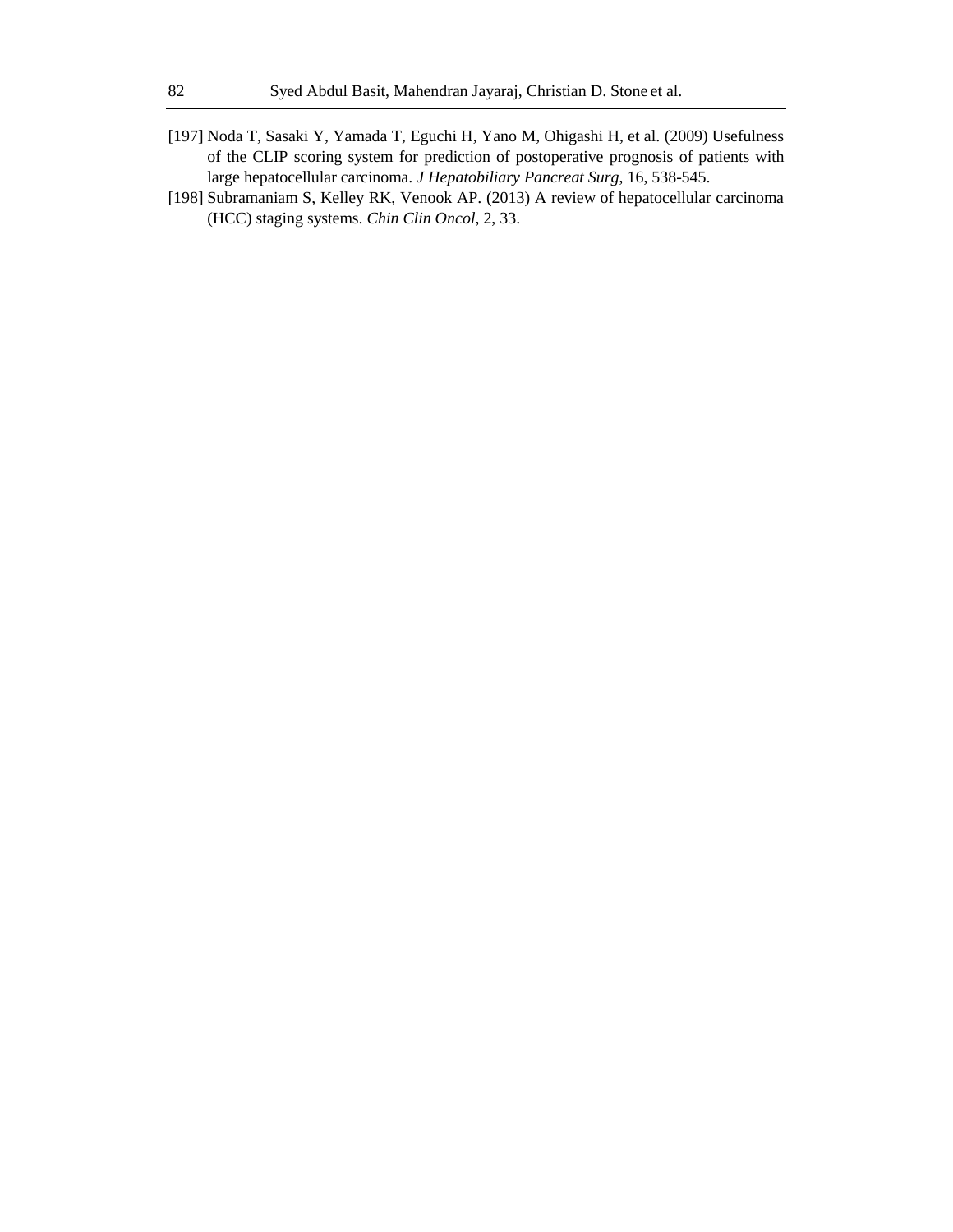[197] Noda T, Sasaki Y, Yamada T, Eguchi H, Yano M, Ohigashi H, et al. (2009) Usefulness of the CLIP scoring system for prediction of postoperative prognosis of patients with large hepatocellular carcinoma. *J Hepatobiliary Pancreat Surg*, 16, 538-545.

[198] Subramaniam S, Kelley RK, Venook AP. (2013) A review of hepatocellular carcinoma (HCC) staging systems. *Chin Clin Oncol*, 2, 33.